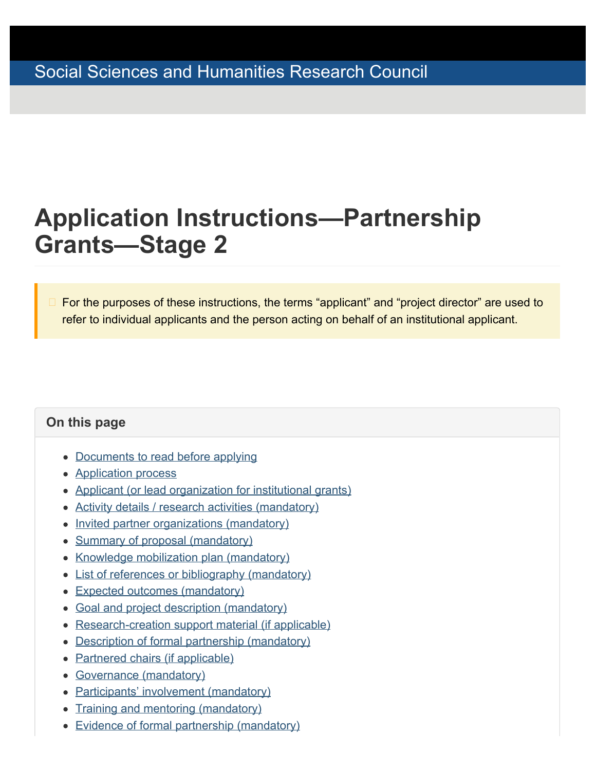Social Sciences and Humanities Research Council

# Application Instructions—Partnership Grants—Stage 2

For the purposes of these instructions, the terms “applicant” and “project director” are used to refer to individual applicants and the person acting on behalf of an institutional applicant.

**On this page**

- Documents to read before applying
- Application process
- Applicant (or lead organization for institutional grants)
- Activity details / research activities (mandatory)
- Invited partner organizations (mandatory)
- Summary of proposal (mandatory)
- Knowledge mobilization plan (mandatory)
- List of references or bibliography (mandatory)
- Expected outcomes (mandatory)
- Goal and project description (mandatory)
- Research-creation support material (if applicable)
- Description of formal partnership (mandatory)
- Partnered chairs (if applicable)
- Governance (mandatory)
- Participants’ involvement (mandatory)
- Training and mentoring (mandatory)
- Evidence of formal partnership (mandatory)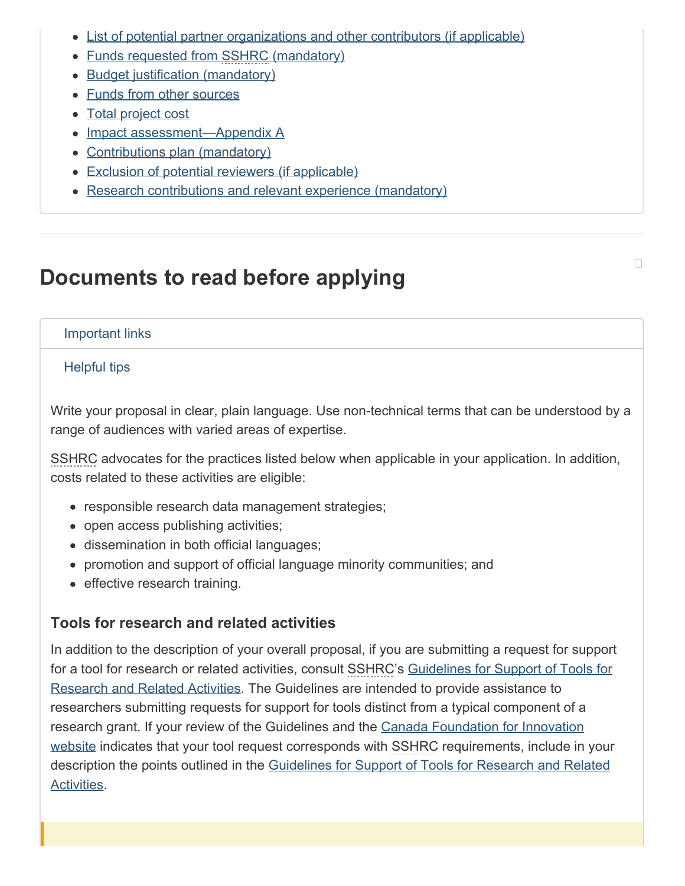- List of potential partner organizations and other contributors (if applicable)
- Funds requested from SSHRC (mandatory)
- Budget justification (mandatory)
- Funds from other sources
- Total project cost
- Impact assessment—Appendix A
- Contributions plan (mandatory)
- Exclusion of potential reviewers (if applicable)
- Research contributions and relevant experience (mandatory)

## Documents to read before applying

Important links

Helpful tips

Write your proposal in clear, plain language. Use non-technical terms that can be understood by a range of audiences with varied areas of expertise.

SSHRC advocates for the practices listed below when applicable in your application. In addition, costs related to these activities are eligible:

- responsible research data management strategies;
- open access publishing activities;
- dissemination in both official languages;
- promotion and support of official language minority communities; and
- effective research training.

### Tools for research and related activities

In addition to the description of your overall proposal, if you are submitting a request for support for a tool for research or related activities, consult SSHRC's Guidelines for Support of Tools for Research and Related Activities. The Guidelines are intended to provide assistance to researchers submitting requests for support for tools distinct from a typical component of a research grant. If your review of the Guidelines and the Canada Foundation for Innovation website indicates that your tool request corresponds with SSHRC requirements, include in your description the points outlined in the Guidelines for Support of Tools for Research and Related Activities.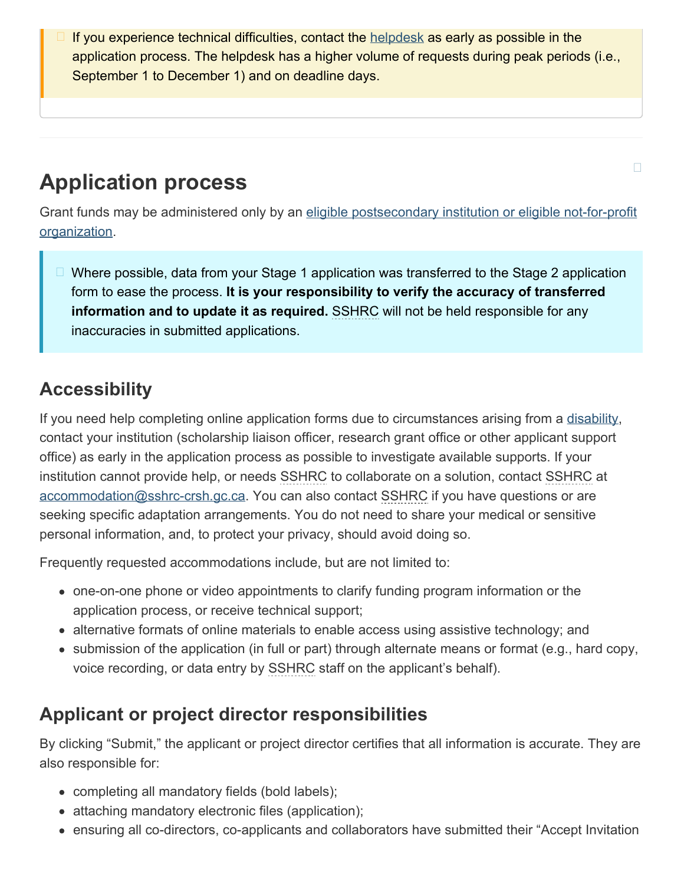If you experience technical difficulties, contact the helpdesk as early as possible in the application process. The helpdesk has a higher volume of requests during peak periods (i.e., September 1 to December 1) and on deadline days.

## Application process

Grant funds may be administered only by an eligible postsecondary institution or eligible not-for-profit organization.

Where possible, data from your Stage 1 application was transferred to the Stage 2 application form to ease the process. **It is your responsibility to verify the accuracy of transferred information and to update it as required.** SSHRC will not be held responsible for any inaccuracies in submitted applications.

### Accessibility

If you need help completing online application forms due to circumstances arising from a disability, contact your institution (scholarship liaison officer, research grant office or other applicant support office) as early in the application process as possible to investigate available supports. If your institution cannot provide help, or needs SSHRC to collaborate on a solution, contact SSHRC at accommodation@sshrc-crsh.gc.ca. You can also contact SSHRC if you have questions or are seeking specific adaptation arrangements. You do not need to share your medical or sensitive personal information, and, to protect your privacy, should avoid doing so.

Frequently requested accommodations include, but are not limited to:

- one-on-one phone or video appointments to clarify funding program information or the application process, or receive technical support;
- alternative formats of online materials to enable access using assistive technology; and
- submission of the application (in full or part) through alternate means or format (e.g., hard copy, voice recording, or data entry by SSHRC staff on the applicant's behalf).

### Applicant or project director responsibilities

By clicking "Submit," the applicant or project director certifies that all information is accurate. They are also responsible for:

- completing all mandatory fields (bold labels);
- attaching mandatory electronic files (application);
- ensuring all co-directors, co-applicants and collaborators have submitted their "Accept Invitation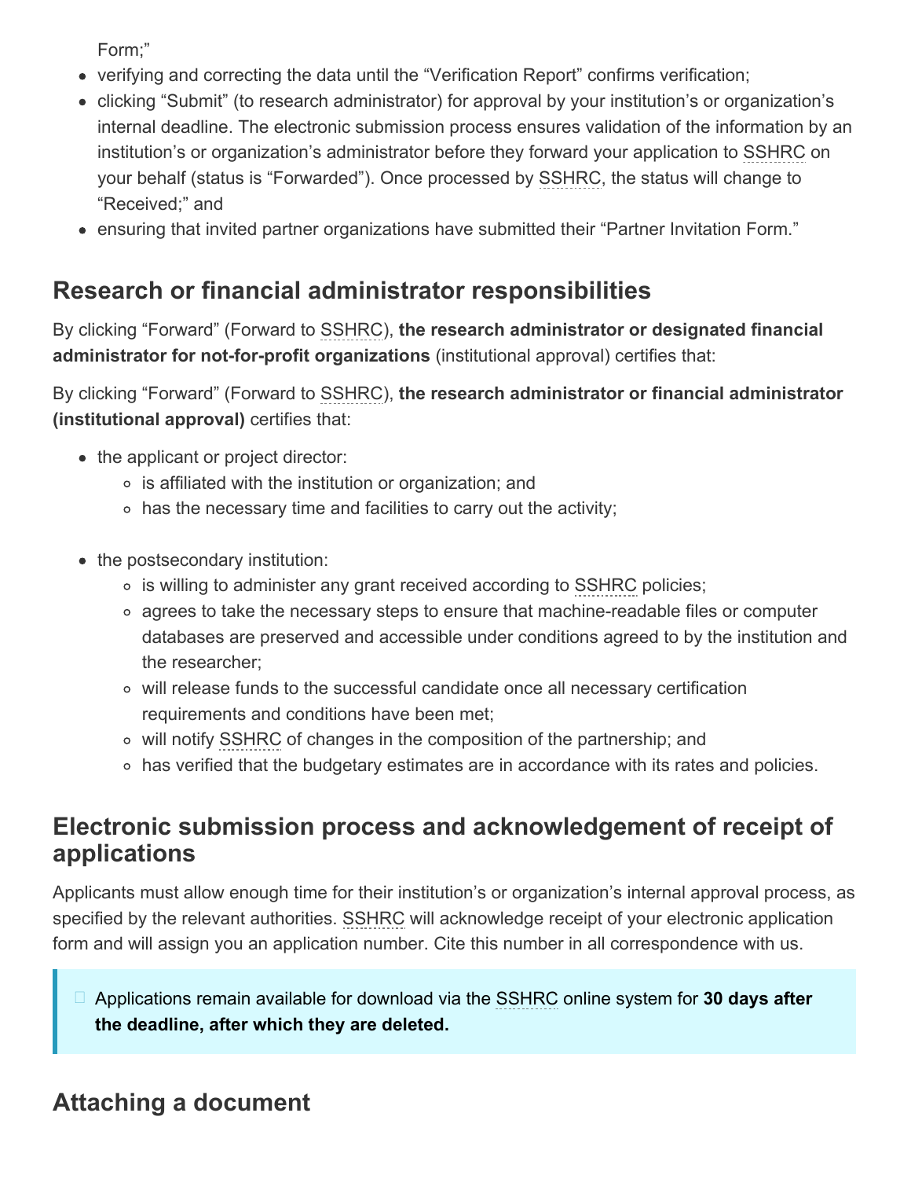Form;"
- verifying and correcting the data until the "Verification Report" confirms verification;
- clicking "Submit" (to research administrator) for approval by your institution's or organization's internal deadline. The electronic submission process ensures validation of the information by an institution's or organization's administrator before they forward your application to SSHRC on your behalf (status is "Forwarded"). Once processed by SSHRC, the status will change to "Received;" and
- ensuring that invited partner organizations have submitted their "Partner Invitation Form."

## Research or financial administrator responsibilities

By clicking "Forward" (Forward to SSHRC), **the research administrator or designated financial administrator for not-for-profit organizations** (institutional approval) certifies that:

By clicking "Forward" (Forward to SSHRC), **the research administrator or financial administrator (institutional approval)** certifies that:

- the applicant or project director:
  - is affiliated with the institution or organization; and
  - has the necessary time and facilities to carry out the activity;
- the postsecondary institution:
  - is willing to administer any grant received according to SSHRC policies;
  - agrees to take the necessary steps to ensure that machine-readable files or computer databases are preserved and accessible under conditions agreed to by the institution and the researcher;
  - will release funds to the successful candidate once all necessary certification requirements and conditions have been met;
  - will notify SSHRC of changes in the composition of the partnership; and
  - has verified that the budgetary estimates are in accordance with its rates and policies.

## Electronic submission process and acknowledgement of receipt of applications

Applicants must allow enough time for their institution's or organization's internal approval process, as specified by the relevant authorities. SSHRC will acknowledge receipt of your electronic application form and will assign you an application number. Cite this number in all correspondence with us.

> Applications remain available for download via the SSHRC online system for **30 days after the deadline, after which they are deleted.**

## Attaching a document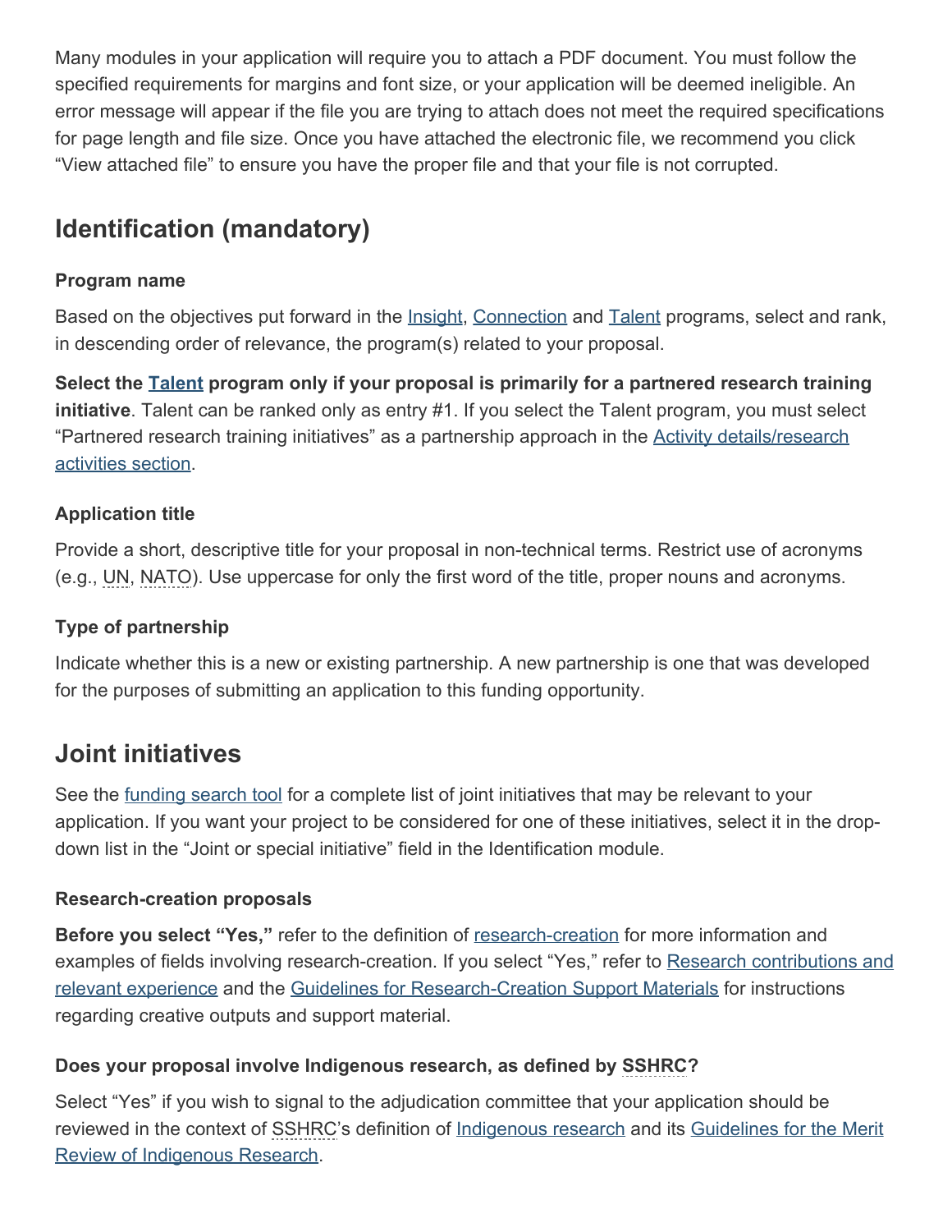Many modules in your application will require you to attach a PDF document. You must follow the specified requirements for margins and font size, or your application will be deemed ineligible. An error message will appear if the file you are trying to attach does not meet the required specifications for page length and file size. Once you have attached the electronic file, we recommend you click "View attached file" to ensure you have the proper file and that your file is not corrupted.

## Identification (mandatory)

### Program name

Based on the objectives put forward in the Insight, Connection and Talent programs, select and rank, in descending order of relevance, the program(s) related to your proposal.

**Select the Talent program only if your proposal is primarily for a partnered research training initiative**. Talent can be ranked only as entry #1. If you select the Talent program, you must select "Partnered research training initiatives" as a partnership approach in the Activity details/research activities section.

### Application title

Provide a short, descriptive title for your proposal in non-technical terms. Restrict use of acronyms (e.g., UN, NATO). Use uppercase for only the first word of the title, proper nouns and acronyms.

### Type of partnership

Indicate whether this is a new or existing partnership. A new partnership is one that was developed for the purposes of submitting an application to this funding opportunity.

## Joint initiatives

See the funding search tool for a complete list of joint initiatives that may be relevant to your application. If you want your project to be considered for one of these initiatives, select it in the drop-down list in the "Joint or special initiative" field in the Identification module.

### Research-creation proposals

**Before you select "Yes,"** refer to the definition of research-creation for more information and examples of fields involving research-creation. If you select "Yes," refer to Research contributions and relevant experience and the Guidelines for Research-Creation Support Materials for instructions regarding creative outputs and support material.

### Does your proposal involve Indigenous research, as defined by SSHRC?

Select "Yes" if you wish to signal to the adjudication committee that your application should be reviewed in the context of SSHRC's definition of Indigenous research and its Guidelines for the Merit Review of Indigenous Research.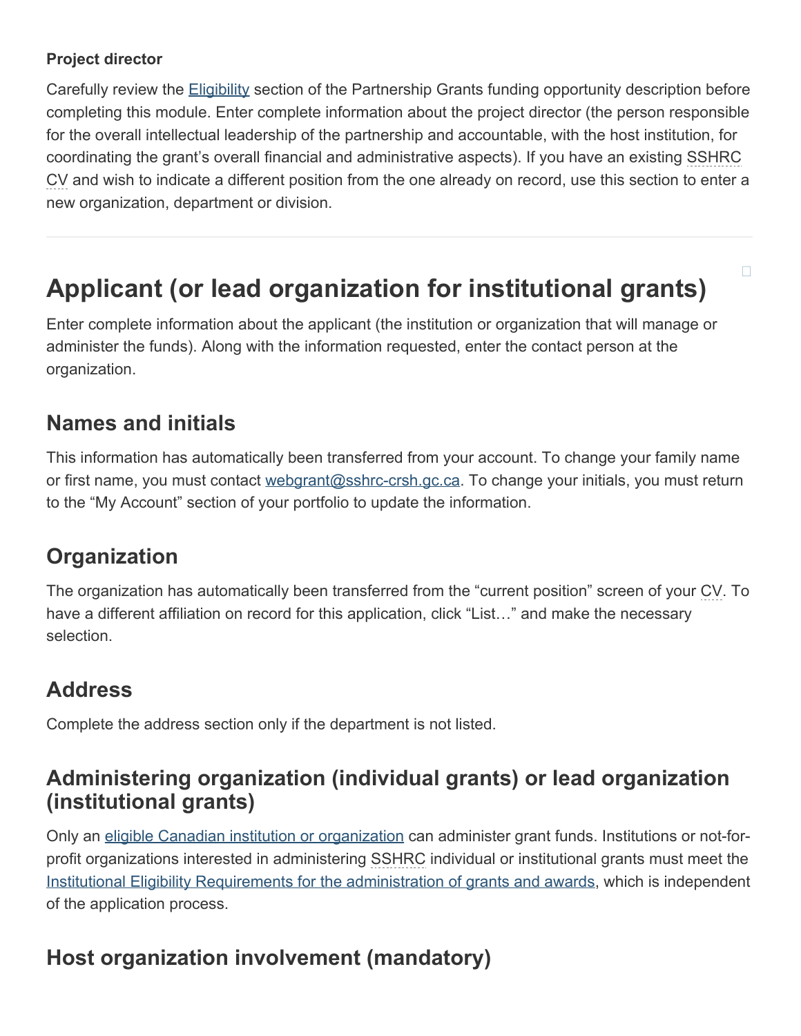**Project director**

Carefully review the Eligibility section of the Partnership Grants funding opportunity description before completing this module. Enter complete information about the project director (the person responsible for the overall intellectual leadership of the partnership and accountable, with the host institution, for coordinating the grant's overall financial and administrative aspects). If you have an existing SSHRC CV and wish to indicate a different position from the one already on record, use this section to enter a new organization, department or division.

---

# Applicant (or lead organization for institutional grants)

Enter complete information about the applicant (the institution or organization that will manage or administer the funds). Along with the information requested, enter the contact person at the organization.

## Names and initials

This information has automatically been transferred from your account. To change your family name or first name, you must contact webgrant@sshrc-crsh.gc.ca. To change your initials, you must return to the "My Account" section of your portfolio to update the information.

## Organization

The organization has automatically been transferred from the "current position" screen of your CV. To have a different affiliation on record for this application, click "List…" and make the necessary selection.

## Address

Complete the address section only if the department is not listed.

## Administering organization (individual grants) or lead organization (institutional grants)

Only an eligible Canadian institution or organization can administer grant funds. Institutions or not-for-profit organizations interested in administering SSHRC individual or institutional grants must meet the Institutional Eligibility Requirements for the administration of grants and awards, which is independent of the application process.

## Host organization involvement (mandatory)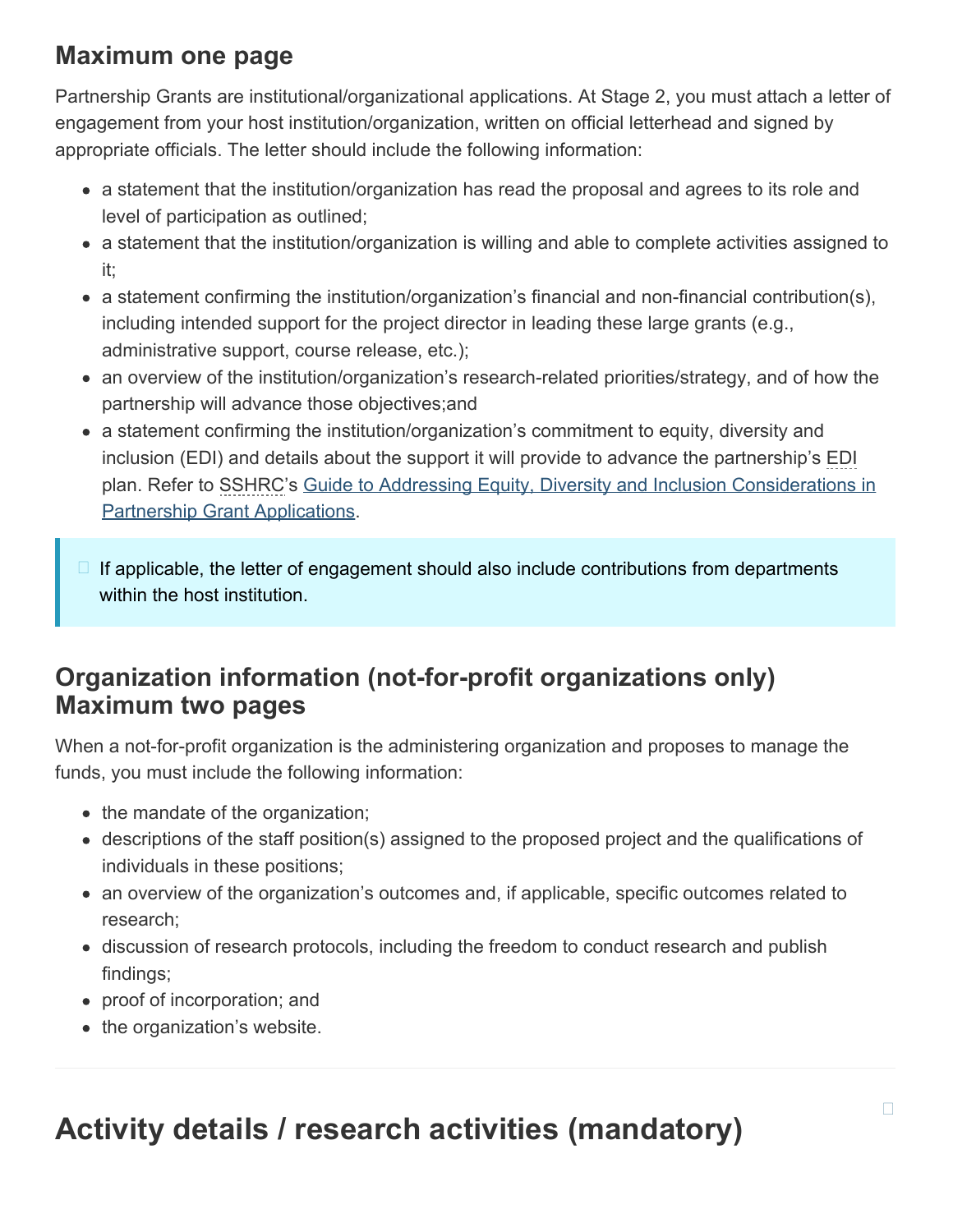## Maximum one page

Partnership Grants are institutional/organizational applications. At Stage 2, you must attach a letter of engagement from your host institution/organization, written on official letterhead and signed by appropriate officials. The letter should include the following information:

- a statement that the institution/organization has read the proposal and agrees to its role and level of participation as outlined;
- a statement that the institution/organization is willing and able to complete activities assigned to it;
- a statement confirming the institution/organization's financial and non-financial contribution(s), including intended support for the project director in leading these large grants (e.g., administrative support, course release, etc.);
- an overview of the institution/organization's research-related priorities/strategy, and of how the partnership will advance those objectives;and
- a statement confirming the institution/organization's commitment to equity, diversity and inclusion (EDI) and details about the support it will provide to advance the partnership's EDI plan. Refer to SSHRC's Guide to Addressing Equity, Diversity and Inclusion Considerations in Partnership Grant Applications.

> If applicable, the letter of engagement should also include contributions from departments within the host institution.

## Organization information (not-for-profit organizations only) Maximum two pages

When a not-for-profit organization is the administering organization and proposes to manage the funds, you must include the following information:

- the mandate of the organization;
- descriptions of the staff position(s) assigned to the proposed project and the qualifications of individuals in these positions;
- an overview of the organization's outcomes and, if applicable, specific outcomes related to research;
- discussion of research protocols, including the freedom to conduct research and publish findings;
- proof of incorporation; and
- the organization's website.

---

# Activity details / research activities (mandatory)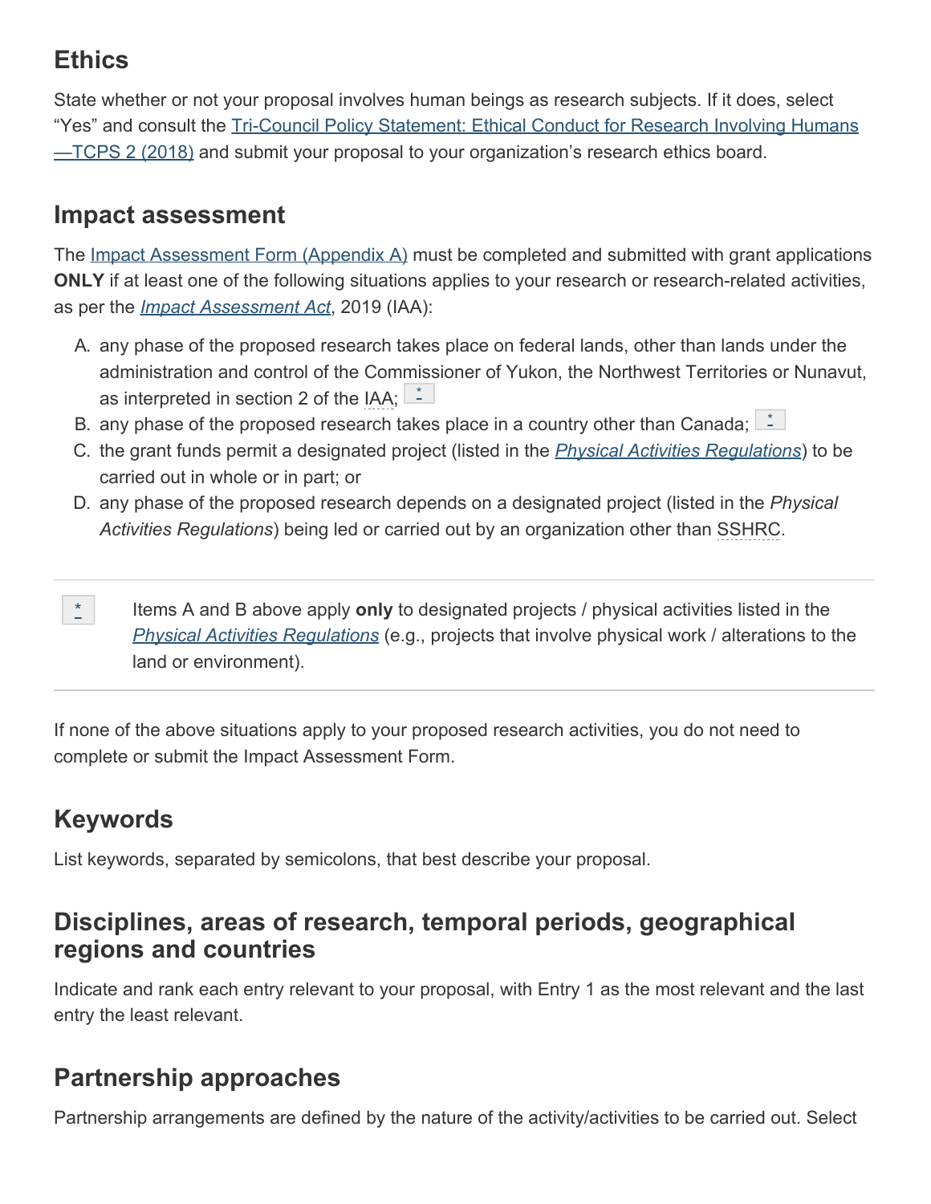## Ethics

State whether or not your proposal involves human beings as research subjects. If it does, select "Yes" and consult the Tri-Council Policy Statement: Ethical Conduct for Research Involving Humans—TCPS 2 (2018) and submit your proposal to your organization's research ethics board.

## Impact assessment

The Impact Assessment Form (Appendix A) must be completed and submitted with grant applications **ONLY** if at least one of the following situations applies to your research or research-related activities, as per the *Impact Assessment Act*, 2019 (IAA):

A. any phase of the proposed research takes place on federal lands, other than lands under the administration and control of the Commissioner of Yukon, the Northwest Territories or Nunavut, as interpreted in section 2 of the IAA; *
B. any phase of the proposed research takes place in a country other than Canada; *
C. the grant funds permit a designated project (listed in the *Physical Activities Regulations*) to be carried out in whole or in part; or
D. any phase of the proposed research depends on a designated project (listed in the *Physical Activities Regulations*) being led or carried out by an organization other than SSHRC.

---

\* Items A and B above apply **only** to designated projects / physical activities listed in the *Physical Activities Regulations* (e.g., projects that involve physical work / alterations to the land or environment).

---

If none of the above situations apply to your proposed research activities, you do not need to complete or submit the Impact Assessment Form.

## Keywords

List keywords, separated by semicolons, that best describe your proposal.

## Disciplines, areas of research, temporal periods, geographical regions and countries

Indicate and rank each entry relevant to your proposal, with Entry 1 as the most relevant and the last entry the least relevant.

## Partnership approaches

Partnership arrangements are defined by the nature of the activity/activities to be carried out. Select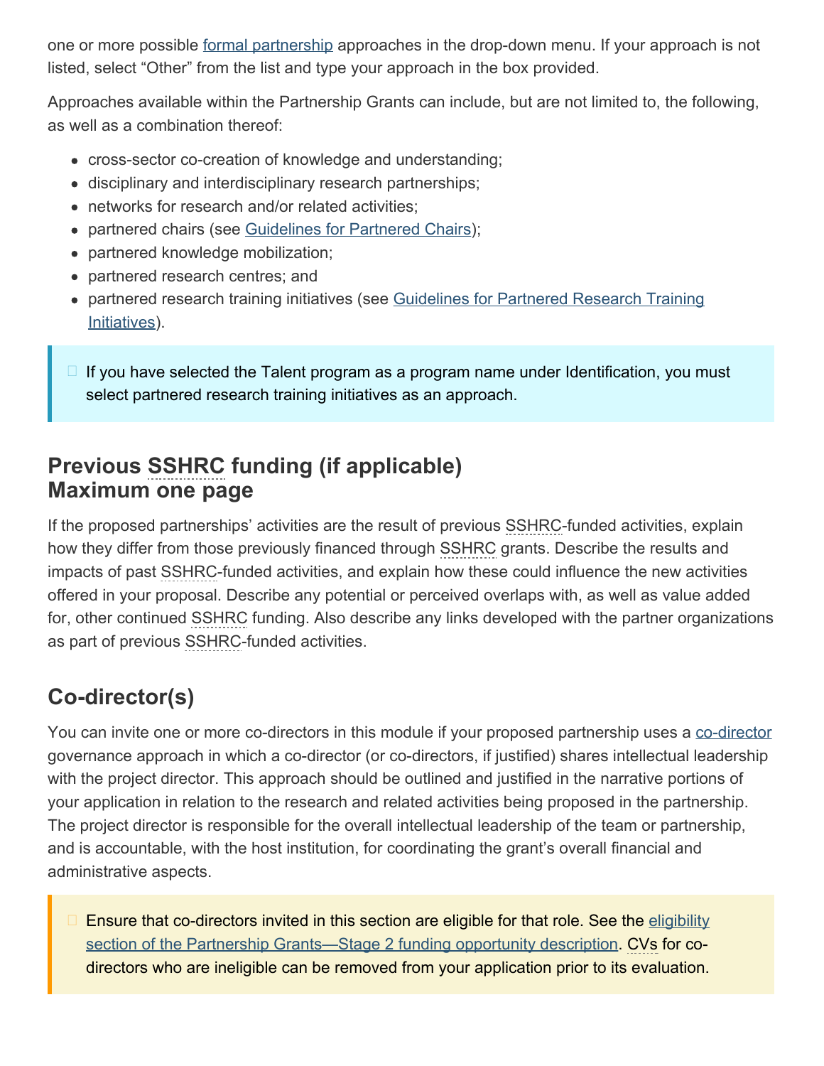one or more possible formal partnership approaches in the drop-down menu. If your approach is not listed, select "Other" from the list and type your approach in the box provided.

Approaches available within the Partnership Grants can include, but are not limited to, the following, as well as a combination thereof:

- cross-sector co-creation of knowledge and understanding;
- disciplinary and interdisciplinary research partnerships;
- networks for research and/or related activities;
- partnered chairs (see Guidelines for Partnered Chairs);
- partnered knowledge mobilization;
- partnered research centres; and
- partnered research training initiatives (see Guidelines for Partnered Research Training Initiatives).

> If you have selected the Talent program as a program name under Identification, you must select partnered research training initiatives as an approach.

## Previous SSHRC funding (if applicable) Maximum one page

If the proposed partnerships' activities are the result of previous SSHRC-funded activities, explain how they differ from those previously financed through SSHRC grants. Describe the results and impacts of past SSHRC-funded activities, and explain how these could influence the new activities offered in your proposal. Describe any potential or perceived overlaps with, as well as value added for, other continued SSHRC funding. Also describe any links developed with the partner organizations as part of previous SSHRC-funded activities.

## Co-director(s)

You can invite one or more co-directors in this module if your proposed partnership uses a co-director governance approach in which a co-director (or co-directors, if justified) shares intellectual leadership with the project director. This approach should be outlined and justified in the narrative portions of your application in relation to the research and related activities being proposed in the partnership. The project director is responsible for the overall intellectual leadership of the team or partnership, and is accountable, with the host institution, for coordinating the grant's overall financial and administrative aspects.

> Ensure that co-directors invited in this section are eligible for that role. See the eligibility section of the Partnership Grants—Stage 2 funding opportunity description. CVs for co-directors who are ineligible can be removed from your application prior to its evaluation.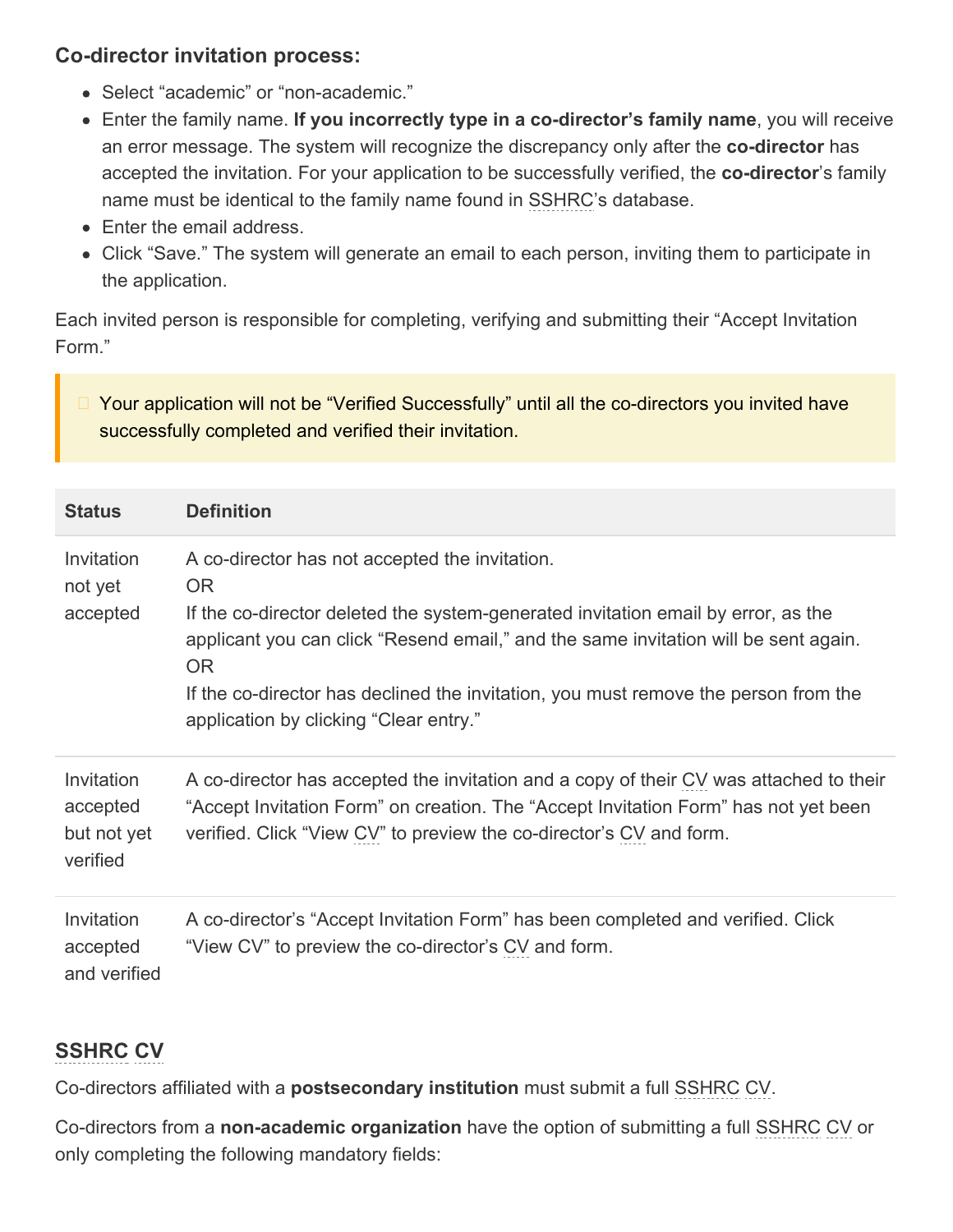### Co-director invitation process:

- Select “academic” or “non-academic.”
- Enter the family name. **If you incorrectly type in a co-director’s family name**, you will receive an error message. The system will recognize the discrepancy only after the **co-director** has accepted the invitation. For your application to be successfully verified, the **co-director**’s family name must be identical to the family name found in SSHRC’s database.
- Enter the email address.
- Click “Save.” The system will generate an email to each person, inviting them to participate in the application.

Each invited person is responsible for completing, verifying and submitting their “Accept Invitation Form.”

> Your application will not be “Verified Successfully” until all the co-directors you invited have successfully completed and verified their invitation.

| Status | Definition |
| --- | --- |
| Invitation not yet accepted | A co-director has not accepted the invitation.<br>OR<br>If the co-director deleted the system-generated invitation email by error, as the applicant you can click “Resend email,” and the same invitation will be sent again.<br>OR<br>If the co-director has declined the invitation, you must remove the person from the application by clicking “Clear entry.” |
| Invitation accepted but not yet verified | A co-director has accepted the invitation and a copy of their CV was attached to their “Accept Invitation Form” on creation. The “Accept Invitation Form” has not yet been verified. Click “View CV” to preview the co-director’s CV and form. |
| Invitation accepted and verified | A co-director’s “Accept Invitation Form” has been completed and verified. Click “View CV” to preview the co-director’s CV and form. |

### SSHRC CV

Co-directors affiliated with a **postsecondary institution** must submit a full SSHRC CV.

Co-directors from a **non-academic organization** have the option of submitting a full SSHRC CV or only completing the following mandatory fields: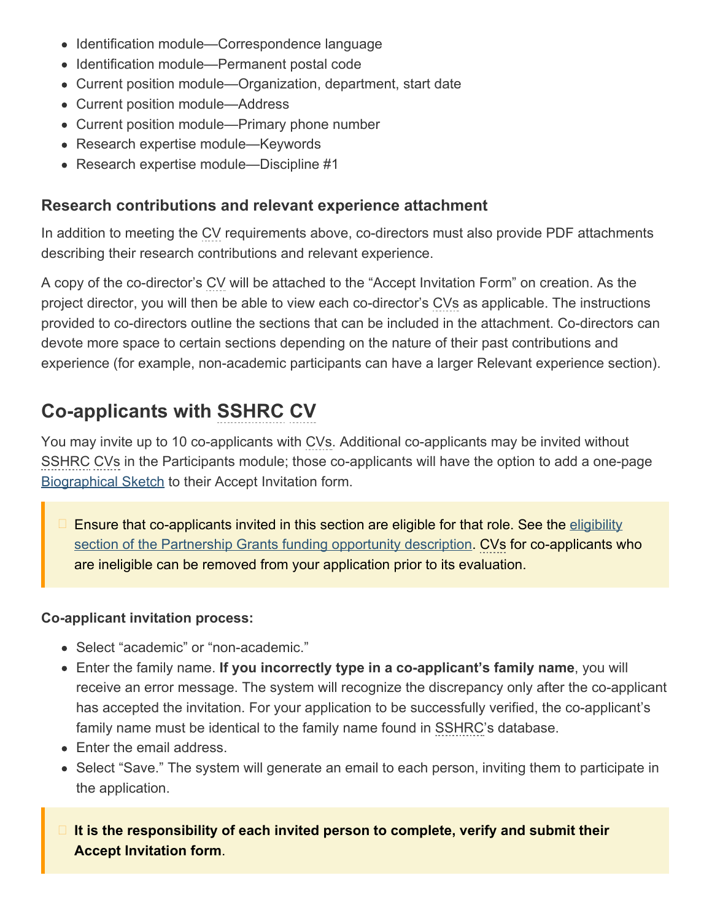- Identification module—Correspondence language
- Identification module—Permanent postal code
- Current position module—Organization, department, start date
- Current position module—Address
- Current position module—Primary phone number
- Research expertise module—Keywords
- Research expertise module—Discipline #1

### Research contributions and relevant experience attachment

In addition to meeting the CV requirements above, co-directors must also provide PDF attachments describing their research contributions and relevant experience.

A copy of the co-director's CV will be attached to the "Accept Invitation Form" on creation. As the project director, you will then be able to view each co-director's CVs as applicable. The instructions provided to co-directors outline the sections that can be included in the attachment. Co-directors can devote more space to certain sections depending on the nature of their past contributions and experience (for example, non-academic participants can have a larger Relevant experience section).

## Co-applicants with SSHRC CV

You may invite up to 10 co-applicants with CVs. Additional co-applicants may be invited without SSHRC CVs in the Participants module; those co-applicants will have the option to add a one-page Biographical Sketch to their Accept Invitation form.

> Ensure that co-applicants invited in this section are eligible for that role. See the eligibility section of the Partnership Grants funding opportunity description. CVs for co-applicants who are ineligible can be removed from your application prior to its evaluation.

**Co-applicant invitation process:**

- Select "academic" or "non-academic."
- Enter the family name. **If you incorrectly type in a co-applicant's family name**, you will receive an error message. The system will recognize the discrepancy only after the co-applicant has accepted the invitation. For your application to be successfully verified, the co-applicant's family name must be identical to the family name found in SSHRC's database.
- Enter the email address.
- Select "Save." The system will generate an email to each person, inviting them to participate in the application.

> **It is the responsibility of each invited person to complete, verify and submit their Accept Invitation form**.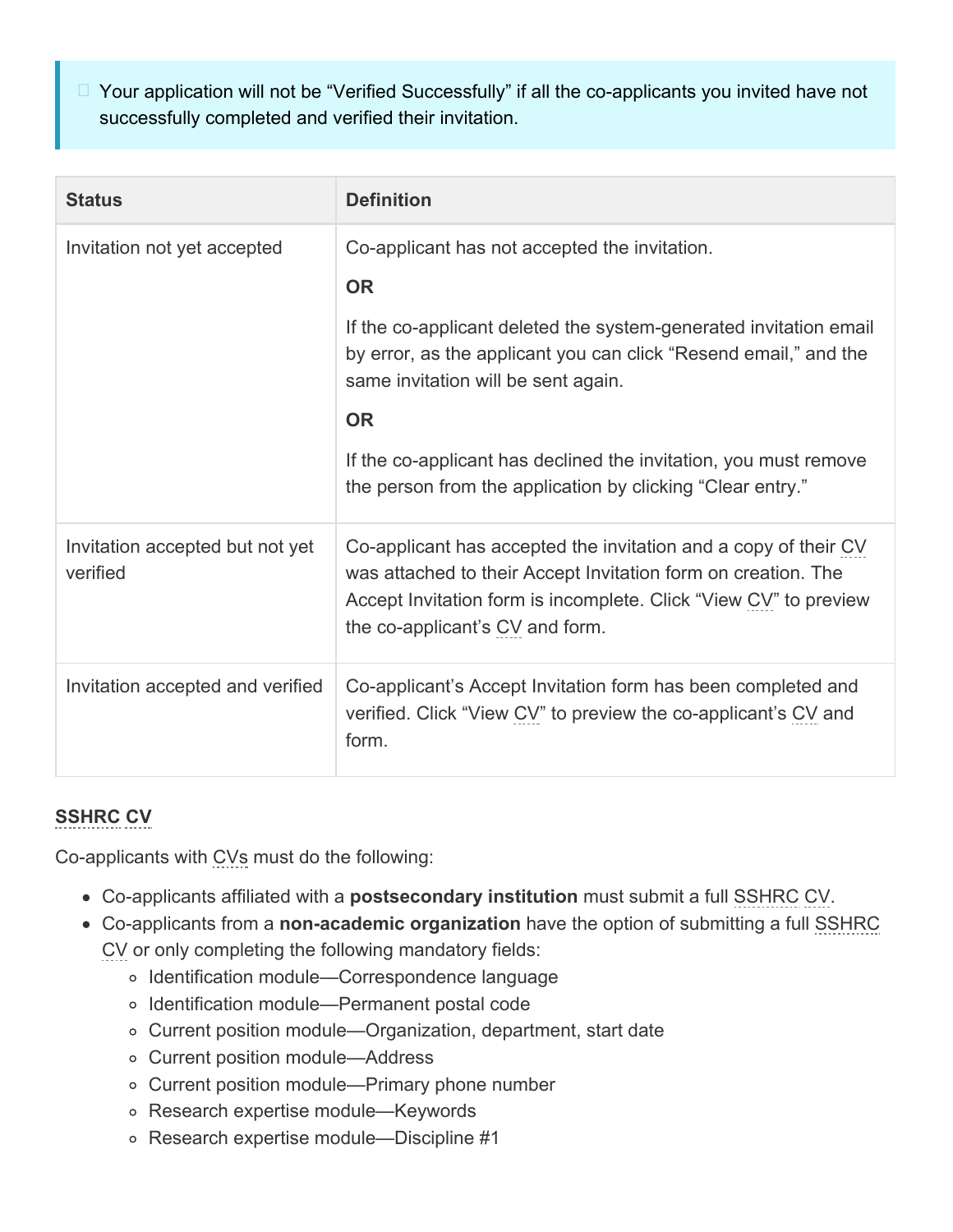> Your application will not be “Verified Successfully” if all the co-applicants you invited have not successfully completed and verified their invitation.

| Status | Definition |
| --- | --- |
| Invitation not yet accepted | Co-applicant has not accepted the invitation.<br>**OR**<br>If the co-applicant deleted the system-generated invitation email by error, as the applicant you can click “Resend email,” and the same invitation will be sent again.<br>**OR**<br>If the co-applicant has declined the invitation, you must remove the person from the application by clicking “Clear entry.” |
| Invitation accepted but not yet verified | Co-applicant has accepted the invitation and a copy of their CV was attached to their Accept Invitation form on creation. The Accept Invitation form is incomplete. Click “View CV” to preview the co-applicant’s CV and form. |
| Invitation accepted and verified | Co-applicant’s Accept Invitation form has been completed and verified. Click “View CV” to preview the co-applicant’s CV and form. |

**SSHRC CV**

Co-applicants with CVs must do the following:

- Co-applicants affiliated with a **postsecondary institution** must submit a full SSHRC CV.
- Co-applicants from a **non-academic organization** have the option of submitting a full SSHRC CV or only completing the following mandatory fields:
  - Identification module—Correspondence language
  - Identification module—Permanent postal code
  - Current position module—Organization, department, start date
  - Current position module—Address
  - Current position module—Primary phone number
  - Research expertise module—Keywords
  - Research expertise module—Discipline #1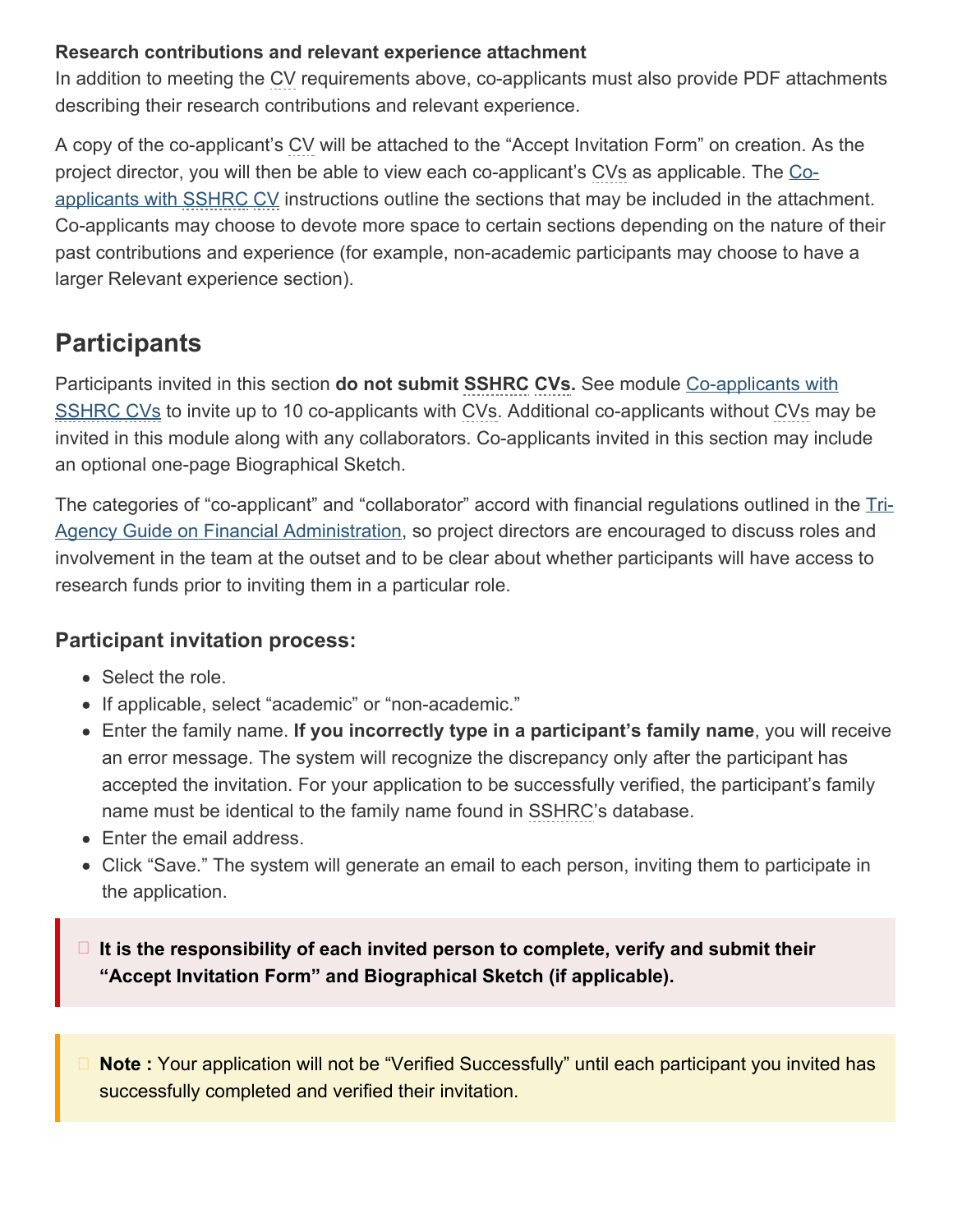**Research contributions and relevant experience attachment**

In addition to meeting the CV requirements above, co-applicants must also provide PDF attachments describing their research contributions and relevant experience.

A copy of the co-applicant's CV will be attached to the "Accept Invitation Form" on creation. As the project director, you will then be able to view each co-applicant's CVs as applicable. The Co-applicants with SSHRC CV instructions outline the sections that may be included in the attachment. Co-applicants may choose to devote more space to certain sections depending on the nature of their past contributions and experience (for example, non-academic participants may choose to have a larger Relevant experience section).

## Participants

Participants invited in this section **do not submit SSHRC CVs.** See module Co-applicants with SSHRC CVs to invite up to 10 co-applicants with CVs. Additional co-applicants without CVs may be invited in this module along with any collaborators. Co-applicants invited in this section may include an optional one-page Biographical Sketch.

The categories of "co-applicant" and "collaborator" accord with financial regulations outlined in the Tri-Agency Guide on Financial Administration, so project directors are encouraged to discuss roles and involvement in the team at the outset and to be clear about whether participants will have access to research funds prior to inviting them in a particular role.

### Participant invitation process:

- Select the role.
- If applicable, select "academic" or "non-academic."
- Enter the family name. **If you incorrectly type in a participant's family name**, you will receive an error message. The system will recognize the discrepancy only after the participant has accepted the invitation. For your application to be successfully verified, the participant's family name must be identical to the family name found in SSHRC's database.
- Enter the email address.
- Click "Save." The system will generate an email to each person, inviting them to participate in the application.

**It is the responsibility of each invited person to complete, verify and submit their "Accept Invitation Form" and Biographical Sketch (if applicable).**

**Note :** Your application will not be "Verified Successfully" until each participant you invited has successfully completed and verified their invitation.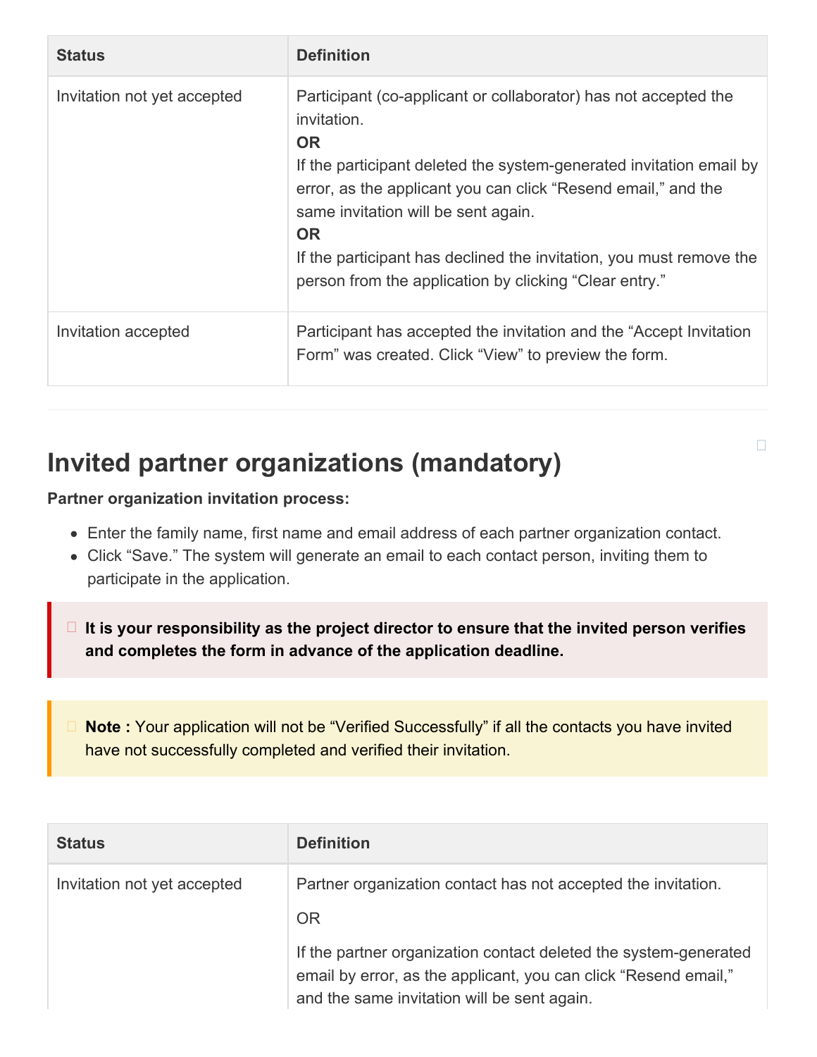| Status | Definition |
| --- | --- |
| Invitation not yet accepted | Participant (co-applicant or collaborator) has not accepted the invitation.<br>**OR**<br>If the participant deleted the system-generated invitation email by error, as the applicant you can click “Resend email,” and the same invitation will be sent again.<br>**OR**<br>If the participant has declined the invitation, you must remove the person from the application by clicking “Clear entry.” |
| Invitation accepted | Participant has accepted the invitation and the “Accept Invitation Form” was created. Click “View” to preview the form. |

## Invited partner organizations (mandatory)

**Partner organization invitation process:**

- Enter the family name, first name and email address of each partner organization contact.
- Click “Save.” The system will generate an email to each contact person, inviting them to participate in the application.

> **It is your responsibility as the project director to ensure that the invited person verifies and completes the form in advance of the application deadline.**

> **Note :** Your application will not be “Verified Successfully” if all the contacts you have invited have not successfully completed and verified their invitation.

| Status | Definition |
| --- | --- |
| Invitation not yet accepted | Partner organization contact has not accepted the invitation.<br><br>OR<br><br>If the partner organization contact deleted the system-generated email by error, as the applicant, you can click “Resend email,” and the same invitation will be sent again. |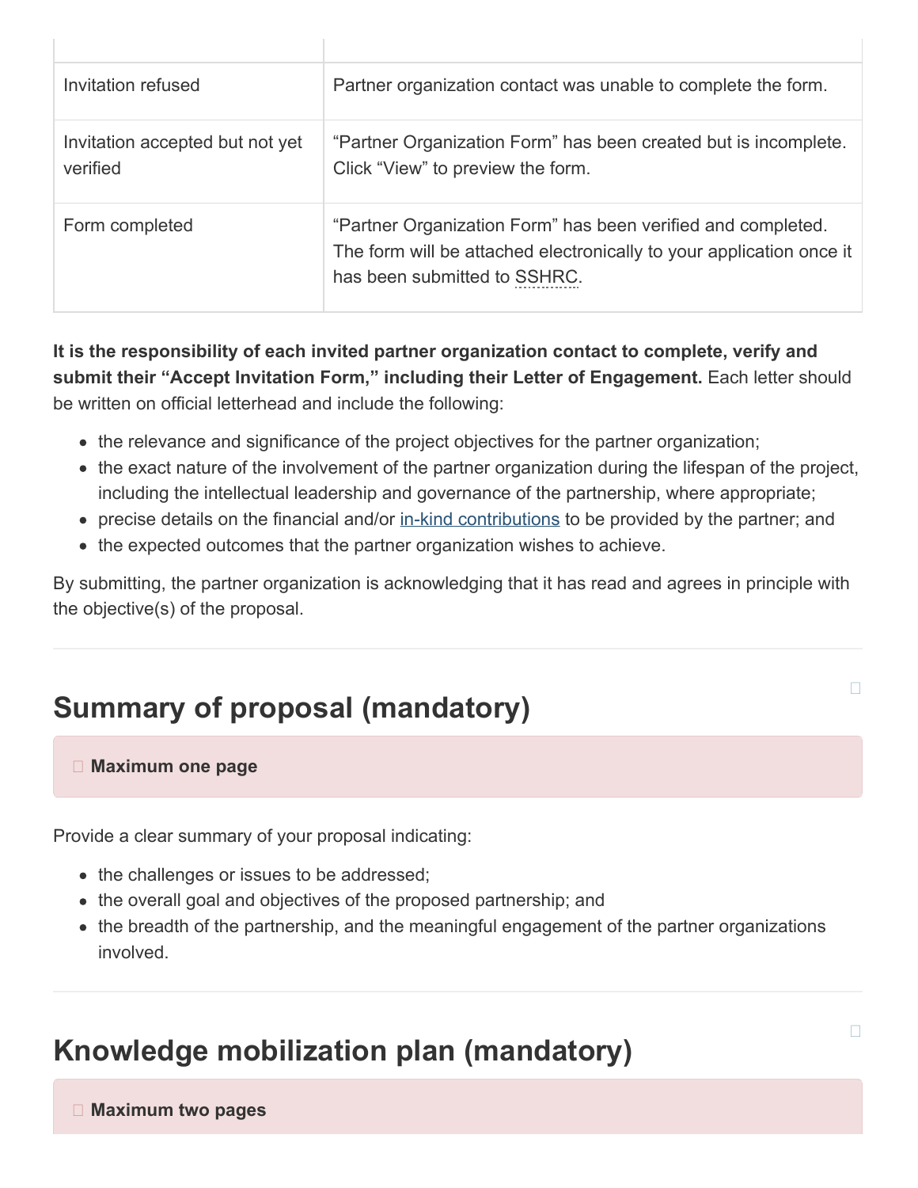| | |
|---|---|
| Invitation refused | Partner organization contact was unable to complete the form. |
| Invitation accepted but not yet verified | “Partner Organization Form” has been created but is incomplete. Click “View” to preview the form. |
| Form completed | “Partner Organization Form” has been verified and completed. The form will be attached electronically to your application once it has been submitted to SSHRC. |

**It is the responsibility of each invited partner organization contact to complete, verify and submit their “Accept Invitation Form,” including their Letter of Engagement.** Each letter should be written on official letterhead and include the following:

- the relevance and significance of the project objectives for the partner organization;
- the exact nature of the involvement of the partner organization during the lifespan of the project, including the intellectual leadership and governance of the partnership, where appropriate;
- precise details on the financial and/or in-kind contributions to be provided by the partner; and
- the expected outcomes that the partner organization wishes to achieve.

By submitting, the partner organization is acknowledging that it has read and agrees in principle with the objective(s) of the proposal.

## Summary of proposal (mandatory)

**Maximum one page**

Provide a clear summary of your proposal indicating:

- the challenges or issues to be addressed;
- the overall goal and objectives of the proposed partnership; and
- the breadth of the partnership, and the meaningful engagement of the partner organizations involved.

## Knowledge mobilization plan (mandatory)

**Maximum two pages**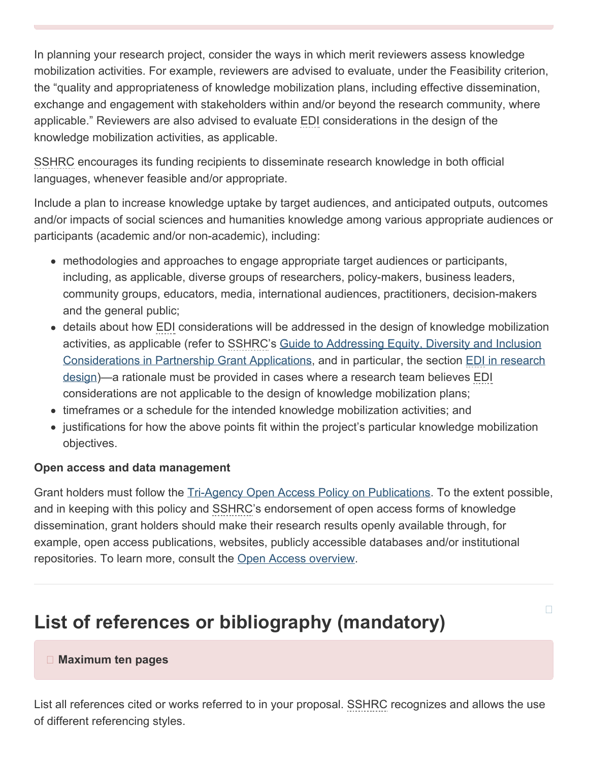In planning your research project, consider the ways in which merit reviewers assess knowledge mobilization activities. For example, reviewers are advised to evaluate, under the Feasibility criterion, the "quality and appropriateness of knowledge mobilization plans, including effective dissemination, exchange and engagement with stakeholders within and/or beyond the research community, where applicable." Reviewers are also advised to evaluate EDI considerations in the design of the knowledge mobilization activities, as applicable.

SSHRC encourages its funding recipients to disseminate research knowledge in both official languages, whenever feasible and/or appropriate.

Include a plan to increase knowledge uptake by target audiences, and anticipated outputs, outcomes and/or impacts of social sciences and humanities knowledge among various appropriate audiences or participants (academic and/or non-academic), including:

- methodologies and approaches to engage appropriate target audiences or participants, including, as applicable, diverse groups of researchers, policy-makers, business leaders, community groups, educators, media, international audiences, practitioners, decision-makers and the general public;
- details about how EDI considerations will be addressed in the design of knowledge mobilization activities, as applicable (refer to SSHRC's Guide to Addressing Equity, Diversity and Inclusion Considerations in Partnership Grant Applications, and in particular, the section EDI in research design)—a rationale must be provided in cases where a research team believes EDI considerations are not applicable to the design of knowledge mobilization plans;
- timeframes or a schedule for the intended knowledge mobilization activities; and
- justifications for how the above points fit within the project's particular knowledge mobilization objectives.

**Open access and data management**

Grant holders must follow the Tri-Agency Open Access Policy on Publications. To the extent possible, and in keeping with this policy and SSHRC's endorsement of open access forms of knowledge dissemination, grant holders should make their research results openly available through, for example, open access publications, websites, publicly accessible databases and/or institutional repositories. To learn more, consult the Open Access overview.

## List of references or bibliography (mandatory)

**Maximum ten pages**

List all references cited or works referred to in your proposal. SSHRC recognizes and allows the use of different referencing styles.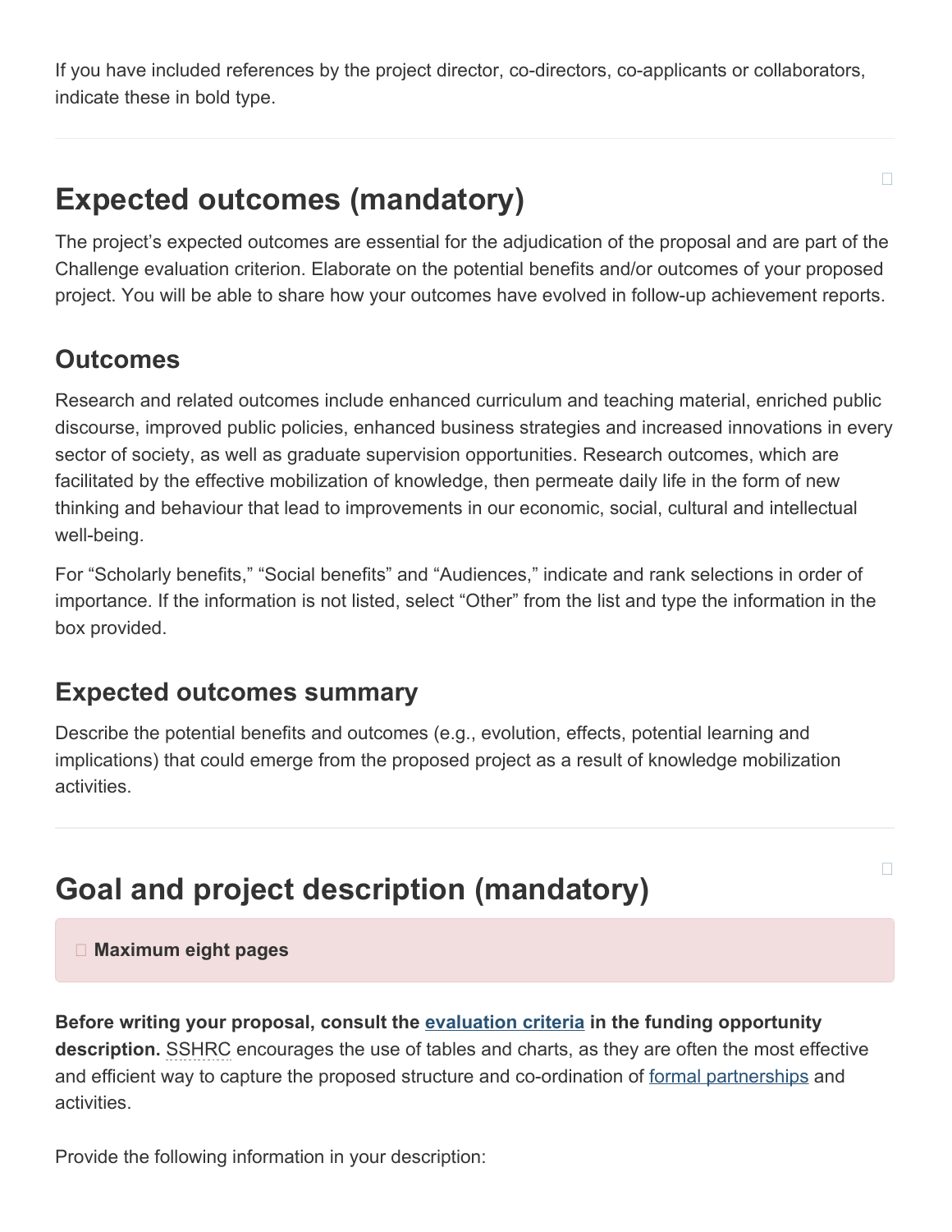If you have included references by the project director, co-directors, co-applicants or collaborators, indicate these in bold type.

## Expected outcomes (mandatory)

The project's expected outcomes are essential for the adjudication of the proposal and are part of the Challenge evaluation criterion. Elaborate on the potential benefits and/or outcomes of your proposed project. You will be able to share how your outcomes have evolved in follow-up achievement reports.

### Outcomes

Research and related outcomes include enhanced curriculum and teaching material, enriched public discourse, improved public policies, enhanced business strategies and increased innovations in every sector of society, as well as graduate supervision opportunities. Research outcomes, which are facilitated by the effective mobilization of knowledge, then permeate daily life in the form of new thinking and behaviour that lead to improvements in our economic, social, cultural and intellectual well-being.

For "Scholarly benefits," "Social benefits" and "Audiences," indicate and rank selections in order of importance. If the information is not listed, select "Other" from the list and type the information in the box provided.

### Expected outcomes summary

Describe the potential benefits and outcomes (e.g., evolution, effects, potential learning and implications) that could emerge from the proposed project as a result of knowledge mobilization activities.

## Goal and project description (mandatory)

**Maximum eight pages**

**Before writing your proposal, consult the evaluation criteria in the funding opportunity description.** SSHRC encourages the use of tables and charts, as they are often the most effective and efficient way to capture the proposed structure and co-ordination of formal partnerships and activities.

Provide the following information in your description: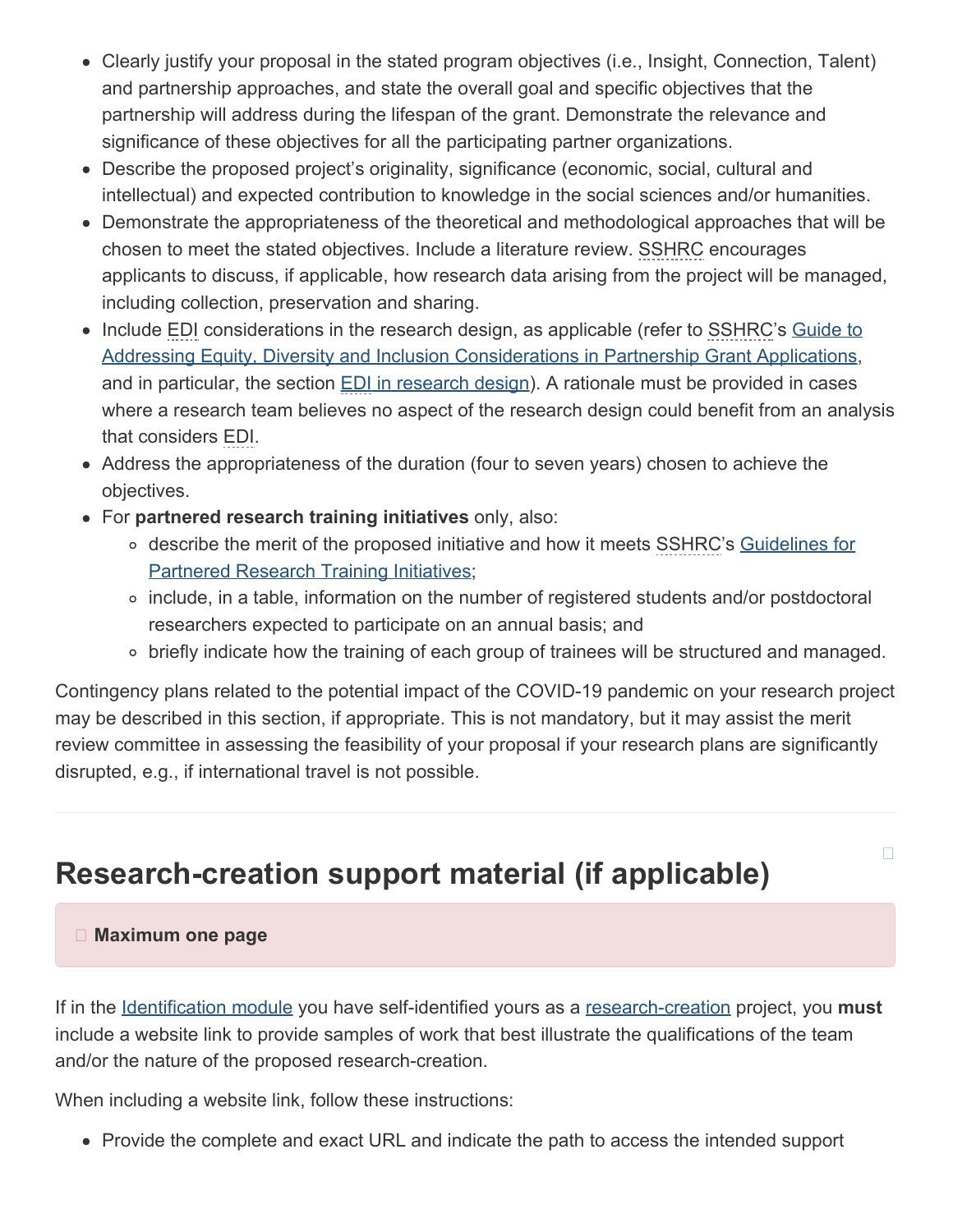- Clearly justify your proposal in the stated program objectives (i.e., Insight, Connection, Talent) and partnership approaches, and state the overall goal and specific objectives that the partnership will address during the lifespan of the grant. Demonstrate the relevance and significance of these objectives for all the participating partner organizations.
- Describe the proposed project's originality, significance (economic, social, cultural and intellectual) and expected contribution to knowledge in the social sciences and/or humanities.
- Demonstrate the appropriateness of the theoretical and methodological approaches that will be chosen to meet the stated objectives. Include a literature review. SSHRC encourages applicants to discuss, if applicable, how research data arising from the project will be managed, including collection, preservation and sharing.
- Include EDI considerations in the research design, as applicable (refer to SSHRC's Guide to Addressing Equity, Diversity and Inclusion Considerations in Partnership Grant Applications, and in particular, the section EDI in research design). A rationale must be provided in cases where a research team believes no aspect of the research design could benefit from an analysis that considers EDI.
- Address the appropriateness of the duration (four to seven years) chosen to achieve the objectives.
- For **partnered research training initiatives** only, also:
  - describe the merit of the proposed initiative and how it meets SSHRC's Guidelines for Partnered Research Training Initiatives;
  - include, in a table, information on the number of registered students and/or postdoctoral researchers expected to participate on an annual basis; and
  - briefly indicate how the training of each group of trainees will be structured and managed.

Contingency plans related to the potential impact of the COVID-19 pandemic on your research project may be described in this section, if appropriate. This is not mandatory, but it may assist the merit review committee in assessing the feasibility of your proposal if your research plans are significantly disrupted, e.g., if international travel is not possible.

---

## Research-creation support material (if applicable)

**Maximum one page**

If in the Identification module you have self-identified yours as a research-creation project, you **must** include a website link to provide samples of work that best illustrate the qualifications of the team and/or the nature of the proposed research-creation.

When including a website link, follow these instructions:

- Provide the complete and exact URL and indicate the path to access the intended support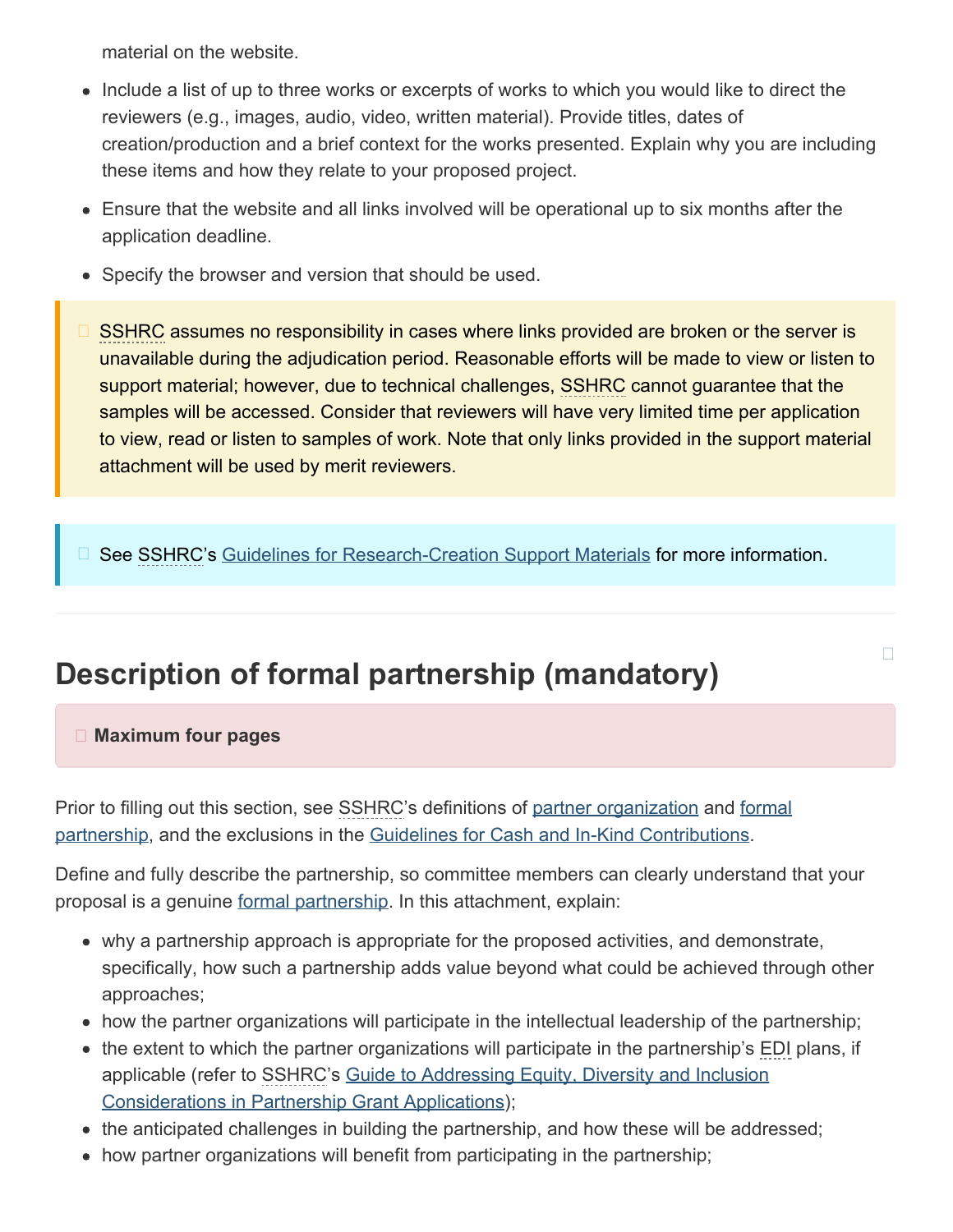material on the website.

- Include a list of up to three works or excerpts of works to which you would like to direct the reviewers (e.g., images, audio, video, written material). Provide titles, dates of creation/production and a brief context for the works presented. Explain why you are including these items and how they relate to your proposed project.
- Ensure that the website and all links involved will be operational up to six months after the application deadline.
- Specify the browser and version that should be used.

> SSHRC assumes no responsibility in cases where links provided are broken or the server is unavailable during the adjudication period. Reasonable efforts will be made to view or listen to support material; however, due to technical challenges, SSHRC cannot guarantee that the samples will be accessed. Consider that reviewers will have very limited time per application to view, read or listen to samples of work. Note that only links provided in the support material attachment will be used by merit reviewers.

> See SSHRC's Guidelines for Research-Creation Support Materials for more information.

## Description of formal partnership (mandatory)

> **Maximum four pages**

Prior to filling out this section, see SSHRC's definitions of partner organization and formal partnership, and the exclusions in the Guidelines for Cash and In-Kind Contributions.

Define and fully describe the partnership, so committee members can clearly understand that your proposal is a genuine formal partnership. In this attachment, explain:

- why a partnership approach is appropriate for the proposed activities, and demonstrate, specifically, how such a partnership adds value beyond what could be achieved through other approaches;
- how the partner organizations will participate in the intellectual leadership of the partnership;
- the extent to which the partner organizations will participate in the partnership's EDI plans, if applicable (refer to SSHRC's Guide to Addressing Equity, Diversity and Inclusion Considerations in Partnership Grant Applications);
- the anticipated challenges in building the partnership, and how these will be addressed;
- how partner organizations will benefit from participating in the partnership;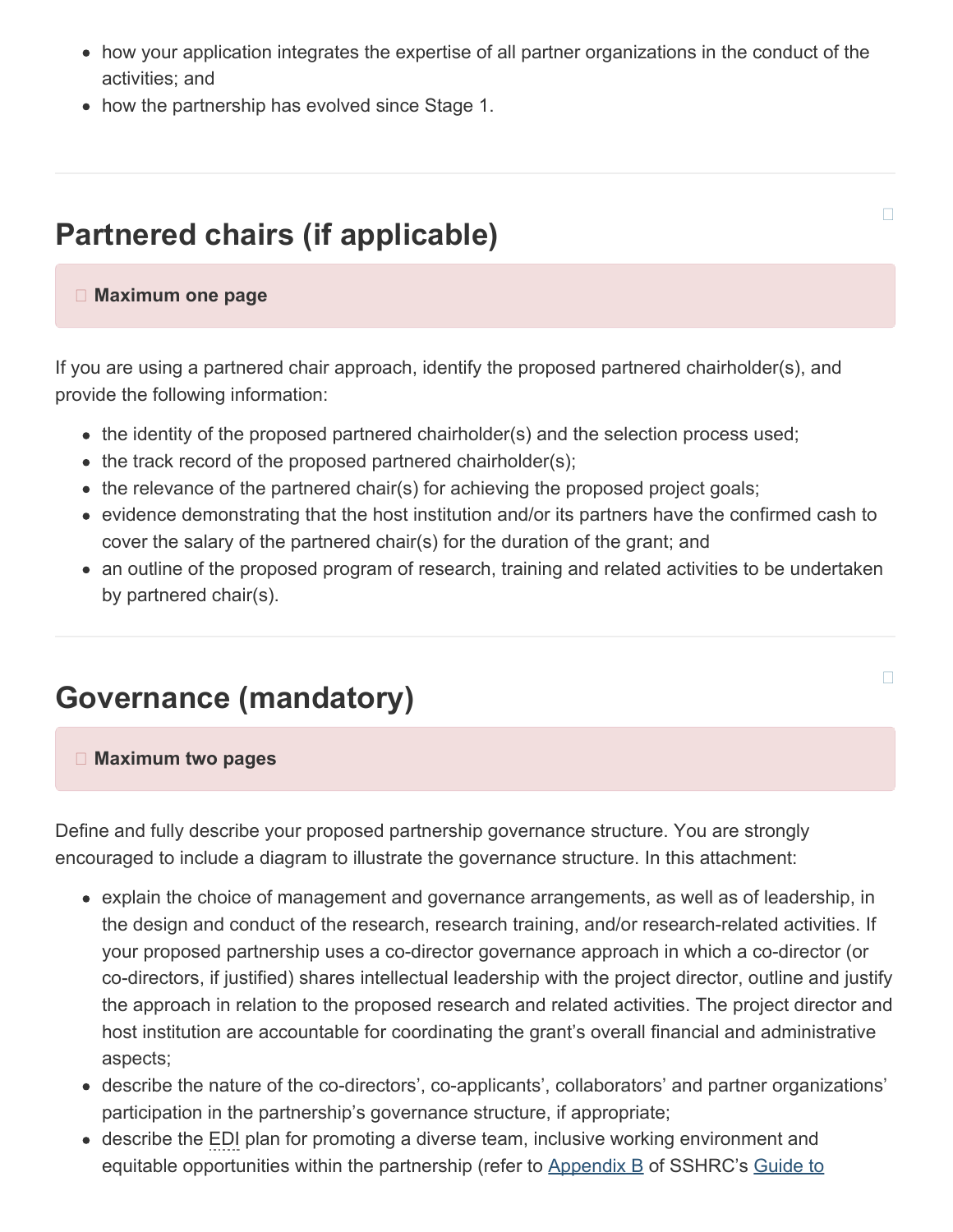- how your application integrates the expertise of all partner organizations in the conduct of the activities; and
- how the partnership has evolved since Stage 1.

## Partnered chairs (if applicable)

**Maximum one page**

If you are using a partnered chair approach, identify the proposed partnered chairholder(s), and provide the following information:

- the identity of the proposed partnered chairholder(s) and the selection process used;
- the track record of the proposed partnered chairholder(s);
- the relevance of the partnered chair(s) for achieving the proposed project goals;
- evidence demonstrating that the host institution and/or its partners have the confirmed cash to cover the salary of the partnered chair(s) for the duration of the grant; and
- an outline of the proposed program of research, training and related activities to be undertaken by partnered chair(s).

## Governance (mandatory)

**Maximum two pages**

Define and fully describe your proposed partnership governance structure. You are strongly encouraged to include a diagram to illustrate the governance structure. In this attachment:

- explain the choice of management and governance arrangements, as well as of leadership, in the design and conduct of the research, research training, and/or research-related activities. If your proposed partnership uses a co-director governance approach in which a co-director (or co-directors, if justified) shares intellectual leadership with the project director, outline and justify the approach in relation to the proposed research and related activities. The project director and host institution are accountable for coordinating the grant's overall financial and administrative aspects;
- describe the nature of the co-directors', co-applicants', collaborators' and partner organizations' participation in the partnership's governance structure, if appropriate;
- describe the EDI plan for promoting a diverse team, inclusive working environment and equitable opportunities within the partnership (refer to Appendix B of SSHRC's Guide to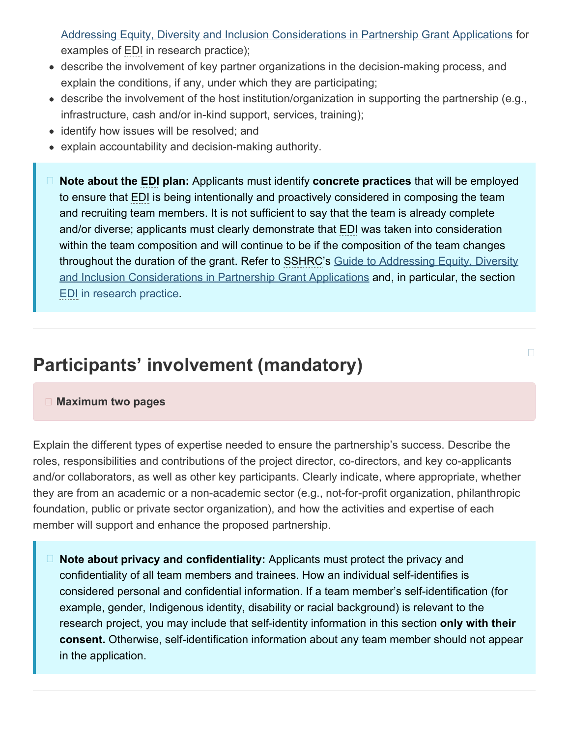Addressing Equity, Diversity and Inclusion Considerations in Partnership Grant Applications for examples of EDI in research practice);

- describe the involvement of key partner organizations in the decision-making process, and explain the conditions, if any, under which they are participating;
- describe the involvement of the host institution/organization in supporting the partnership (e.g., infrastructure, cash and/or in-kind support, services, training);
- identify how issues will be resolved; and
- explain accountability and decision-making authority.

> **Note about the EDI plan:** Applicants must identify **concrete practices** that will be employed to ensure that EDI is being intentionally and proactively considered in composing the team and recruiting team members. It is not sufficient to say that the team is already complete and/or diverse; applicants must clearly demonstrate that EDI was taken into consideration within the team composition and will continue to be if the composition of the team changes throughout the duration of the grant. Refer to SSHRC's Guide to Addressing Equity, Diversity and Inclusion Considerations in Partnership Grant Applications and, in particular, the section EDI in research practice.

## Participants' involvement (mandatory)

> **Maximum two pages**

Explain the different types of expertise needed to ensure the partnership's success. Describe the roles, responsibilities and contributions of the project director, co-directors, and key co-applicants and/or collaborators, as well as other key participants. Clearly indicate, where appropriate, whether they are from an academic or a non-academic sector (e.g., not-for-profit organization, philanthropic foundation, public or private sector organization), and how the activities and expertise of each member will support and enhance the proposed partnership.

> **Note about privacy and confidentiality:** Applicants must protect the privacy and confidentiality of all team members and trainees. How an individual self-identifies is considered personal and confidential information. If a team member's self-identification (for example, gender, Indigenous identity, disability or racial background) is relevant to the research project, you may include that self-identity information in this section **only with their consent.** Otherwise, self-identification information about any team member should not appear in the application.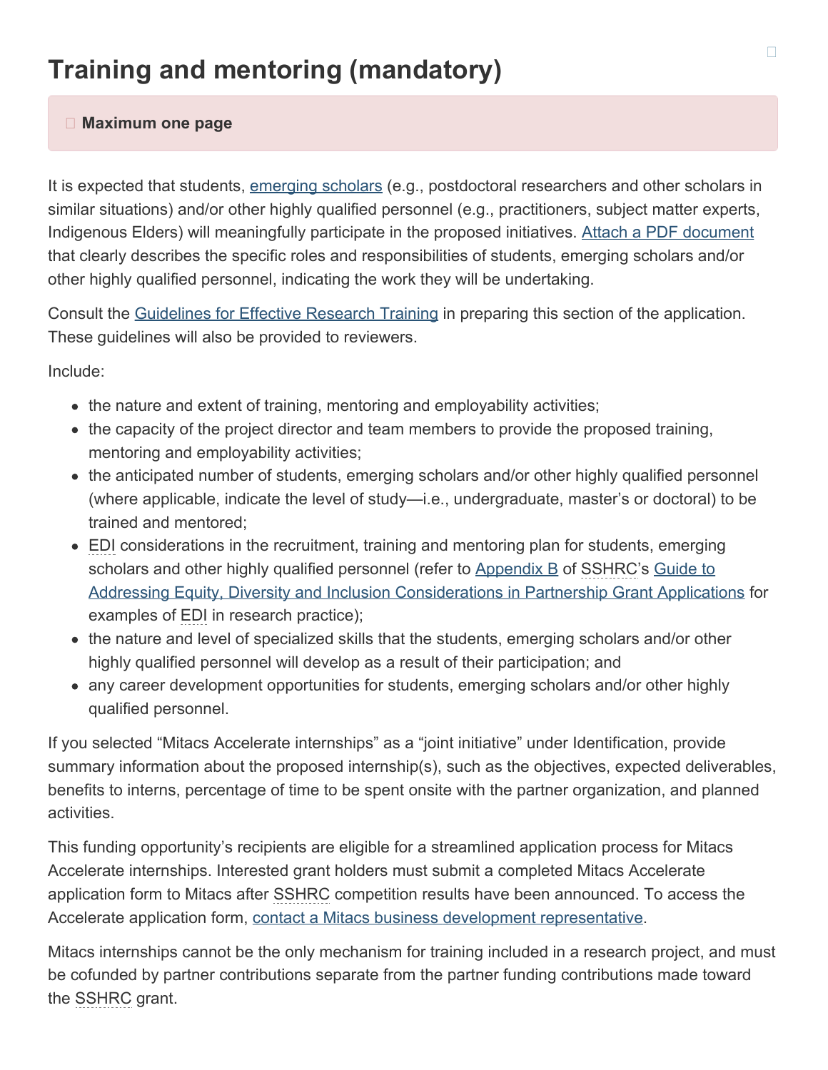# Training and mentoring (mandatory)

**Maximum one page**

It is expected that students, emerging scholars (e.g., postdoctoral researchers and other scholars in similar situations) and/or other highly qualified personnel (e.g., practitioners, subject matter experts, Indigenous Elders) will meaningfully participate in the proposed initiatives. Attach a PDF document that clearly describes the specific roles and responsibilities of students, emerging scholars and/or other highly qualified personnel, indicating the work they will be undertaking.

Consult the Guidelines for Effective Research Training in preparing this section of the application. These guidelines will also be provided to reviewers.

Include:

- the nature and extent of training, mentoring and employability activities;
- the capacity of the project director and team members to provide the proposed training, mentoring and employability activities;
- the anticipated number of students, emerging scholars and/or other highly qualified personnel (where applicable, indicate the level of study—i.e., undergraduate, master's or doctoral) to be trained and mentored;
- EDI considerations in the recruitment, training and mentoring plan for students, emerging scholars and other highly qualified personnel (refer to Appendix B of SSHRC's Guide to Addressing Equity, Diversity and Inclusion Considerations in Partnership Grant Applications for examples of EDI in research practice);
- the nature and level of specialized skills that the students, emerging scholars and/or other highly qualified personnel will develop as a result of their participation; and
- any career development opportunities for students, emerging scholars and/or other highly qualified personnel.

If you selected "Mitacs Accelerate internships" as a "joint initiative" under Identification, provide summary information about the proposed internship(s), such as the objectives, expected deliverables, benefits to interns, percentage of time to be spent onsite with the partner organization, and planned activities.

This funding opportunity's recipients are eligible for a streamlined application process for Mitacs Accelerate internships. Interested grant holders must submit a completed Mitacs Accelerate application form to Mitacs after SSHRC competition results have been announced. To access the Accelerate application form, contact a Mitacs business development representative.

Mitacs internships cannot be the only mechanism for training included in a research project, and must be cofunded by partner contributions separate from the partner funding contributions made toward the SSHRC grant.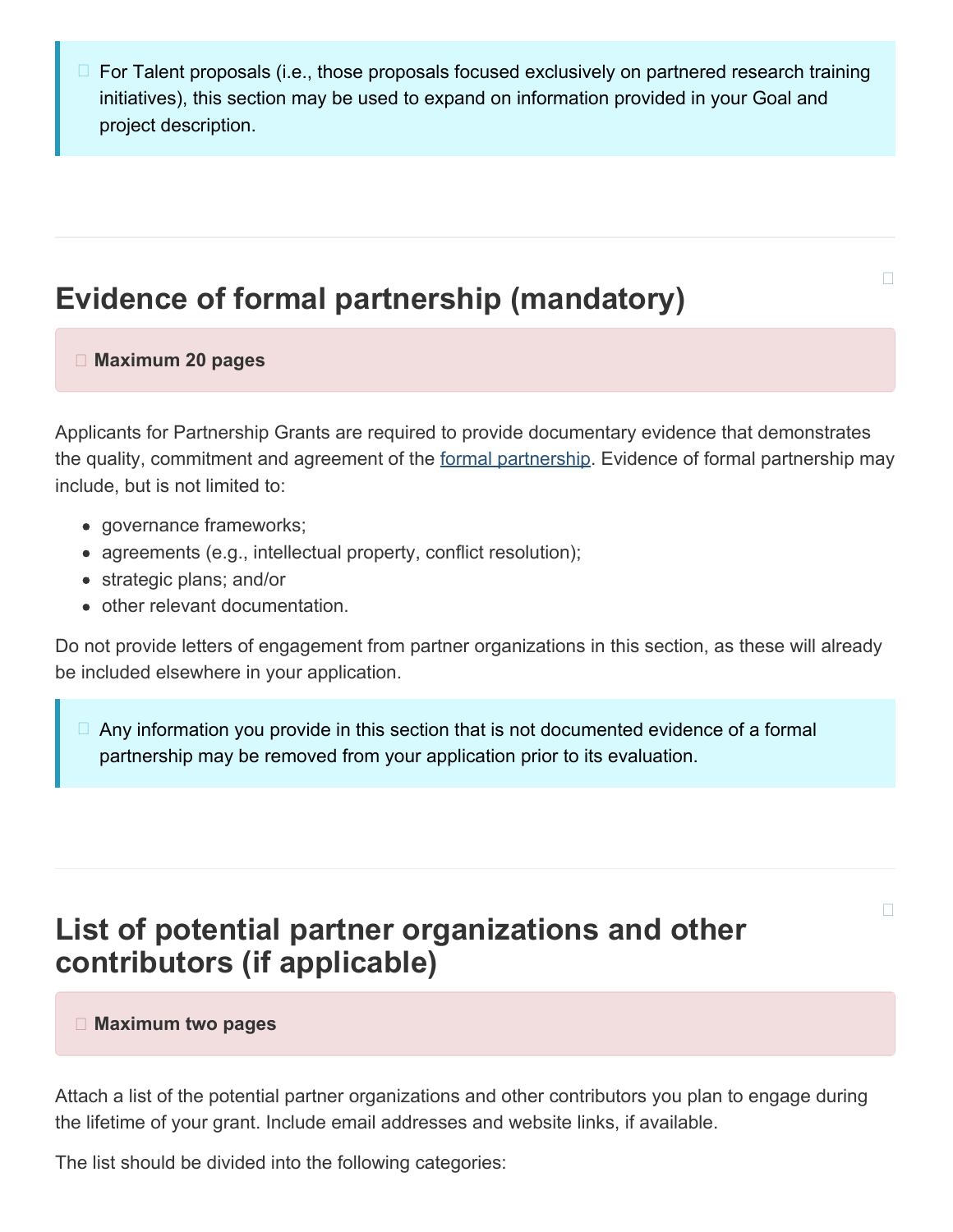For Talent proposals (i.e., those proposals focused exclusively on partnered research training initiatives), this section may be used to expand on information provided in your Goal and project description.

## Evidence of formal partnership (mandatory)

**Maximum 20 pages**

Applicants for Partnership Grants are required to provide documentary evidence that demonstrates the quality, commitment and agreement of the formal partnership. Evidence of formal partnership may include, but is not limited to:

- governance frameworks;
- agreements (e.g., intellectual property, conflict resolution);
- strategic plans; and/or
- other relevant documentation.

Do not provide letters of engagement from partner organizations in this section, as these will already be included elsewhere in your application.

Any information you provide in this section that is not documented evidence of a formal partnership may be removed from your application prior to its evaluation.

## List of potential partner organizations and other contributors (if applicable)

**Maximum two pages**

Attach a list of the potential partner organizations and other contributors you plan to engage during the lifetime of your grant. Include email addresses and website links, if available.

The list should be divided into the following categories: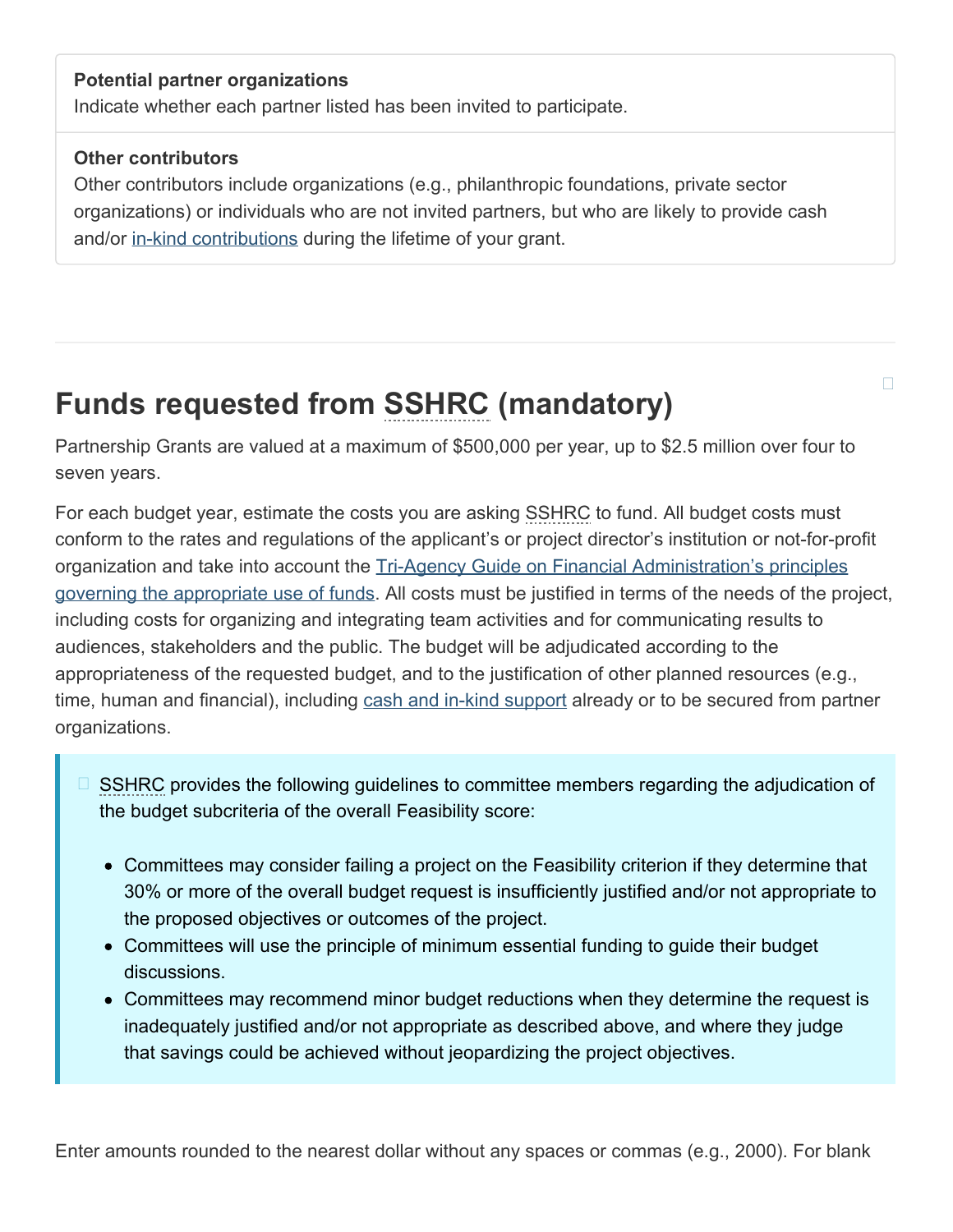**Potential partner organizations**
Indicate whether each partner listed has been invited to participate.

**Other contributors**
Other contributors include organizations (e.g., philanthropic foundations, private sector organizations) or individuals who are not invited partners, but who are likely to provide cash and/or in-kind contributions during the lifetime of your grant.

---

## Funds requested from SSHRC (mandatory)

Partnership Grants are valued at a maximum of $500,000 per year, up to $2.5 million over four to seven years.

For each budget year, estimate the costs you are asking SSHRC to fund. All budget costs must conform to the rates and regulations of the applicant's or project director's institution or not-for-profit organization and take into account the Tri-Agency Guide on Financial Administration's principles governing the appropriate use of funds. All costs must be justified in terms of the needs of the project, including costs for organizing and integrating team activities and for communicating results to audiences, stakeholders and the public. The budget will be adjudicated according to the appropriateness of the requested budget, and to the justification of other planned resources (e.g., time, human and financial), including cash and in-kind support already or to be secured from partner organizations.

> SSHRC provides the following guidelines to committee members regarding the adjudication of the budget subcriteria of the overall Feasibility score:
>
> - Committees may consider failing a project on the Feasibility criterion if they determine that 30% or more of the overall budget request is insufficiently justified and/or not appropriate to the proposed objectives or outcomes of the project.
> - Committees will use the principle of minimum essential funding to guide their budget discussions.
> - Committees may recommend minor budget reductions when they determine the request is inadequately justified and/or not appropriate as described above, and where they judge that savings could be achieved without jeopardizing the project objectives.

Enter amounts rounded to the nearest dollar without any spaces or commas (e.g., 2000). For blank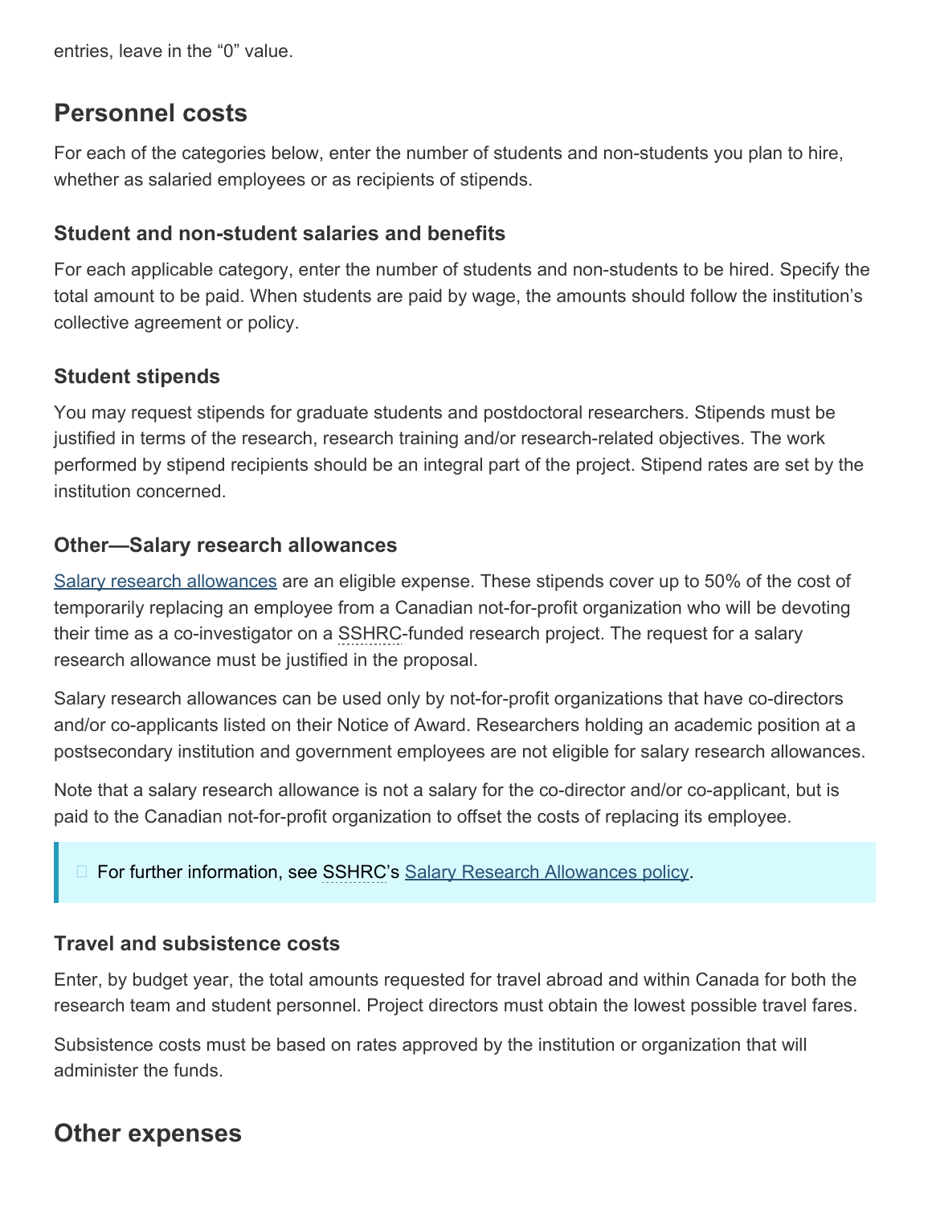entries, leave in the “0” value.

## Personnel costs

For each of the categories below, enter the number of students and non-students you plan to hire, whether as salaried employees or as recipients of stipends.

### Student and non-student salaries and benefits

For each applicable category, enter the number of students and non-students to be hired. Specify the total amount to be paid. When students are paid by wage, the amounts should follow the institution’s collective agreement or policy.

### Student stipends

You may request stipends for graduate students and postdoctoral researchers. Stipends must be justified in terms of the research, research training and/or research-related objectives. The work performed by stipend recipients should be an integral part of the project. Stipend rates are set by the institution concerned.

### Other—Salary research allowances

Salary research allowances are an eligible expense. These stipends cover up to 50% of the cost of temporarily replacing an employee from a Canadian not-for-profit organization who will be devoting their time as a co-investigator on a SSHRC-funded research project. The request for a salary research allowance must be justified in the proposal.

Salary research allowances can be used only by not-for-profit organizations that have co-directors and/or co-applicants listed on their Notice of Award. Researchers holding an academic position at a postsecondary institution and government employees are not eligible for salary research allowances.

Note that a salary research allowance is not a salary for the co-director and/or co-applicant, but is paid to the Canadian not-for-profit organization to offset the costs of replacing its employee.

> For further information, see SSHRC’s Salary Research Allowances policy.

### Travel and subsistence costs

Enter, by budget year, the total amounts requested for travel abroad and within Canada for both the research team and student personnel. Project directors must obtain the lowest possible travel fares.

Subsistence costs must be based on rates approved by the institution or organization that will administer the funds.

## Other expenses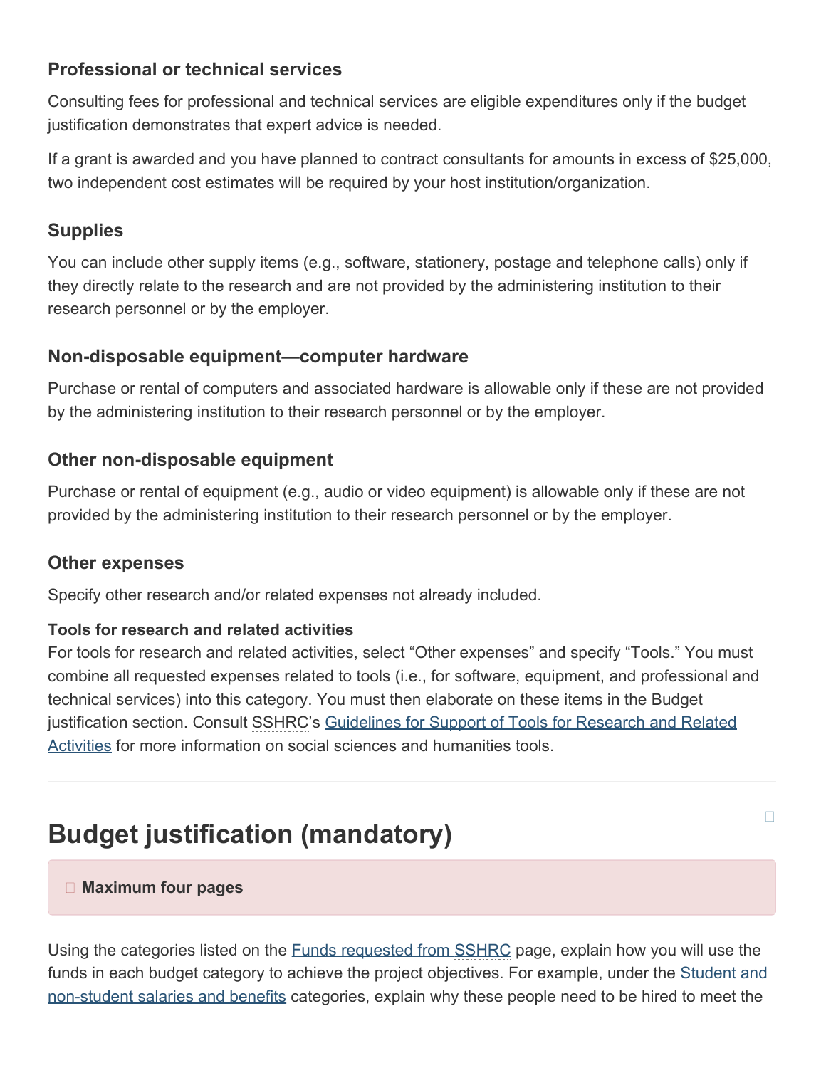### Professional or technical services

Consulting fees for professional and technical services are eligible expenditures only if the budget justification demonstrates that expert advice is needed.

If a grant is awarded and you have planned to contract consultants for amounts in excess of $25,000, two independent cost estimates will be required by your host institution/organization.

### Supplies

You can include other supply items (e.g., software, stationery, postage and telephone calls) only if they directly relate to the research and are not provided by the administering institution to their research personnel or by the employer.

### Non-disposable equipment—computer hardware

Purchase or rental of computers and associated hardware is allowable only if these are not provided by the administering institution to their research personnel or by the employer.

### Other non-disposable equipment

Purchase or rental of equipment (e.g., audio or video equipment) is allowable only if these are not provided by the administering institution to their research personnel or by the employer.

### Other expenses

Specify other research and/or related expenses not already included.

#### Tools for research and related activities

For tools for research and related activities, select “Other expenses” and specify “Tools.” You must combine all requested expenses related to tools (i.e., for software, equipment, and professional and technical services) into this category. You must then elaborate on these items in the Budget justification section. Consult SSHRC’s Guidelines for Support of Tools for Research and Related Activities for more information on social sciences and humanities tools.

---

## Budget justification (mandatory)

**Maximum four pages**

Using the categories listed on the Funds requested from SSHRC page, explain how you will use the funds in each budget category to achieve the project objectives. For example, under the Student and non-student salaries and benefits categories, explain why these people need to be hired to meet the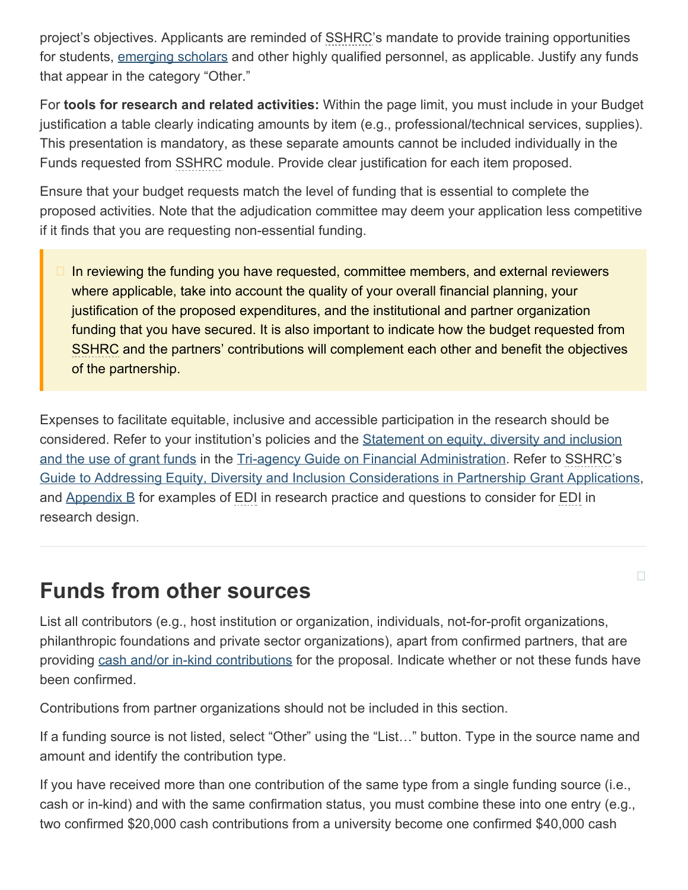project's objectives. Applicants are reminded of SSHRC's mandate to provide training opportunities for students, emerging scholars and other highly qualified personnel, as applicable. Justify any funds that appear in the category "Other."

For **tools for research and related activities:** Within the page limit, you must include in your Budget justification a table clearly indicating amounts by item (e.g., professional/technical services, supplies). This presentation is mandatory, as these separate amounts cannot be included individually in the Funds requested from SSHRC module. Provide clear justification for each item proposed.

Ensure that your budget requests match the level of funding that is essential to complete the proposed activities. Note that the adjudication committee may deem your application less competitive if it finds that you are requesting non-essential funding.

> In reviewing the funding you have requested, committee members, and external reviewers where applicable, take into account the quality of your overall financial planning, your justification of the proposed expenditures, and the institutional and partner organization funding that you have secured. It is also important to indicate how the budget requested from SSHRC and the partners' contributions will complement each other and benefit the objectives of the partnership.

Expenses to facilitate equitable, inclusive and accessible participation in the research should be considered. Refer to your institution's policies and the Statement on equity, diversity and inclusion and the use of grant funds in the Tri-agency Guide on Financial Administration. Refer to SSHRC's Guide to Addressing Equity, Diversity and Inclusion Considerations in Partnership Grant Applications, and Appendix B for examples of EDI in research practice and questions to consider for EDI in research design.

## Funds from other sources

List all contributors (e.g., host institution or organization, individuals, not-for-profit organizations, philanthropic foundations and private sector organizations), apart from confirmed partners, that are providing cash and/or in-kind contributions for the proposal. Indicate whether or not these funds have been confirmed.

Contributions from partner organizations should not be included in this section.

If a funding source is not listed, select "Other" using the "List…" button. Type in the source name and amount and identify the contribution type.

If you have received more than one contribution of the same type from a single funding source (i.e., cash or in-kind) and with the same confirmation status, you must combine these into one entry (e.g., two confirmed $20,000 cash contributions from a university become one confirmed $40,000 cash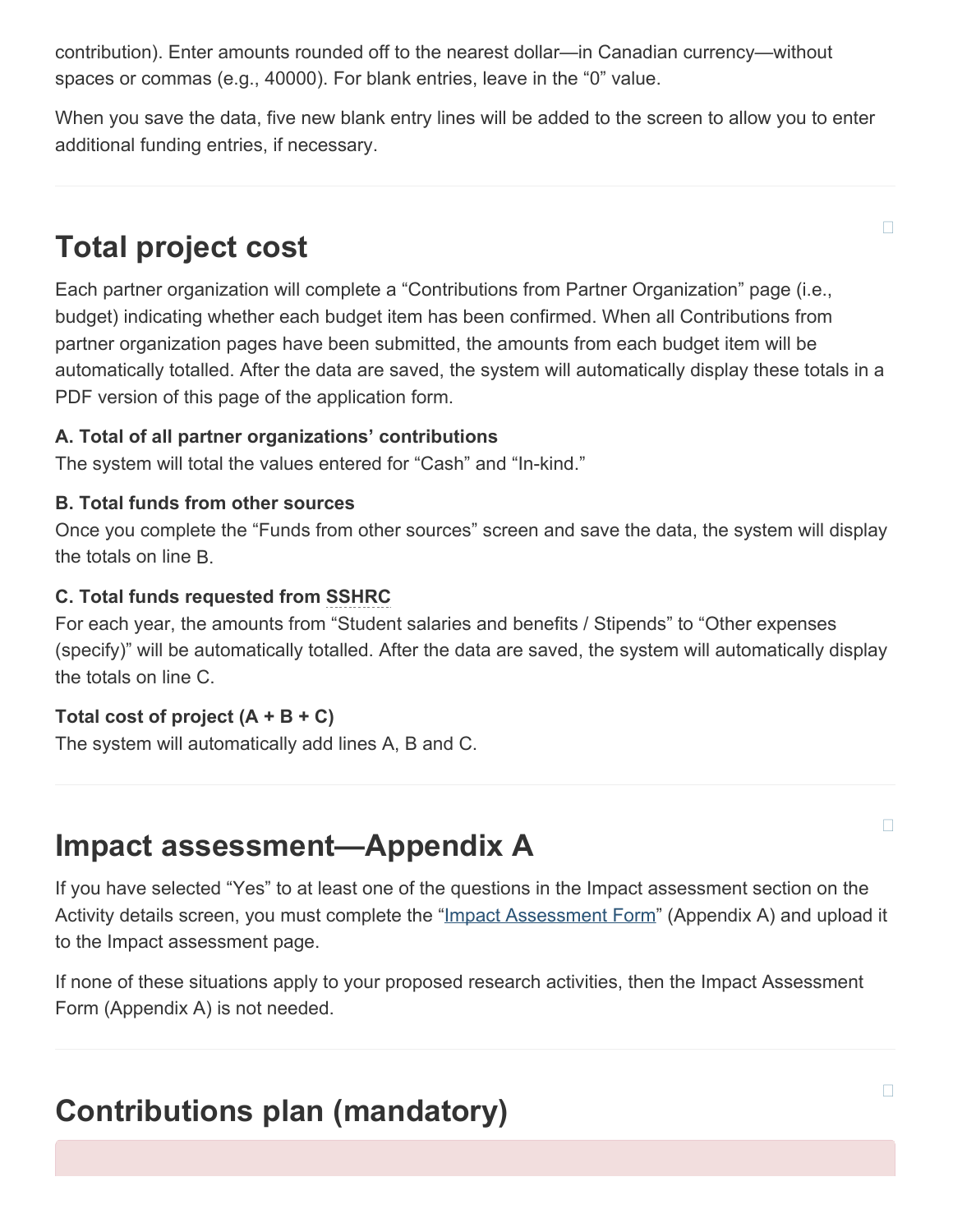contribution). Enter amounts rounded off to the nearest dollar—in Canadian currency—without spaces or commas (e.g., 40000). For blank entries, leave in the “0” value.

When you save the data, five new blank entry lines will be added to the screen to allow you to enter additional funding entries, if necessary.

## Total project cost

Each partner organization will complete a “Contributions from Partner Organization” page (i.e., budget) indicating whether each budget item has been confirmed. When all Contributions from partner organization pages have been submitted, the amounts from each budget item will be automatically totalled. After the data are saved, the system will automatically display these totals in a PDF version of this page of the application form.

**A. Total of all partner organizations’ contributions**
The system will total the values entered for “Cash” and “In-kind.”

**B. Total funds from other sources**
Once you complete the “Funds from other sources” screen and save the data, the system will display the totals on line B.

**C. Total funds requested from SSHRC**
For each year, the amounts from “Student salaries and benefits / Stipends” to “Other expenses (specify)” will be automatically totalled. After the data are saved, the system will automatically display the totals on line C.

**Total cost of project (A + B + C)**
The system will automatically add lines A, B and C.

## Impact assessment—Appendix A

If you have selected “Yes” to at least one of the questions in the Impact assessment section on the Activity details screen, you must complete the “Impact Assessment Form” (Appendix A) and upload it to the Impact assessment page.

If none of these situations apply to your proposed research activities, then the Impact Assessment Form (Appendix A) is not needed.

## Contributions plan (mandatory)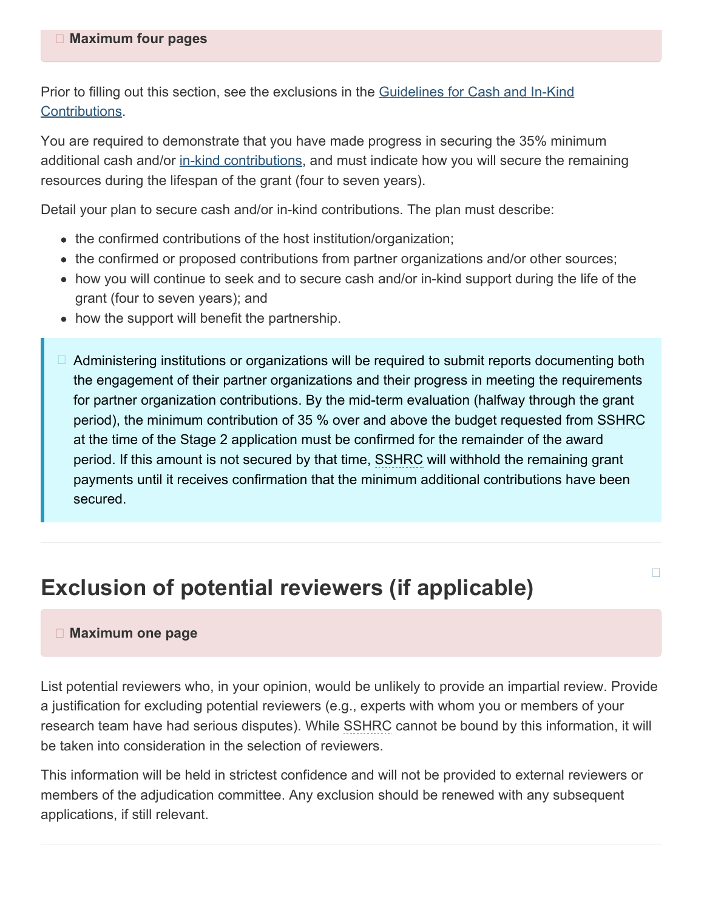**Maximum four pages**

Prior to filling out this section, see the exclusions in the Guidelines for Cash and In-Kind Contributions.

You are required to demonstrate that you have made progress in securing the 35% minimum additional cash and/or in-kind contributions, and must indicate how you will secure the remaining resources during the lifespan of the grant (four to seven years).

Detail your plan to secure cash and/or in-kind contributions. The plan must describe:

- the confirmed contributions of the host institution/organization;
- the confirmed or proposed contributions from partner organizations and/or other sources;
- how you will continue to seek and to secure cash and/or in-kind support during the life of the grant (four to seven years); and
- how the support will benefit the partnership.

Administering institutions or organizations will be required to submit reports documenting both the engagement of their partner organizations and their progress in meeting the requirements for partner organization contributions. By the mid-term evaluation (halfway through the grant period), the minimum contribution of 35 % over and above the budget requested from SSHRC at the time of the Stage 2 application must be confirmed for the remainder of the award period. If this amount is not secured by that time, SSHRC will withhold the remaining grant payments until it receives confirmation that the minimum additional contributions have been secured.

## Exclusion of potential reviewers (if applicable)

**Maximum one page**

List potential reviewers who, in your opinion, would be unlikely to provide an impartial review. Provide a justification for excluding potential reviewers (e.g., experts with whom you or members of your research team have had serious disputes). While SSHRC cannot be bound by this information, it will be taken into consideration in the selection of reviewers.

This information will be held in strictest confidence and will not be provided to external reviewers or members of the adjudication committee. Any exclusion should be renewed with any subsequent applications, if still relevant.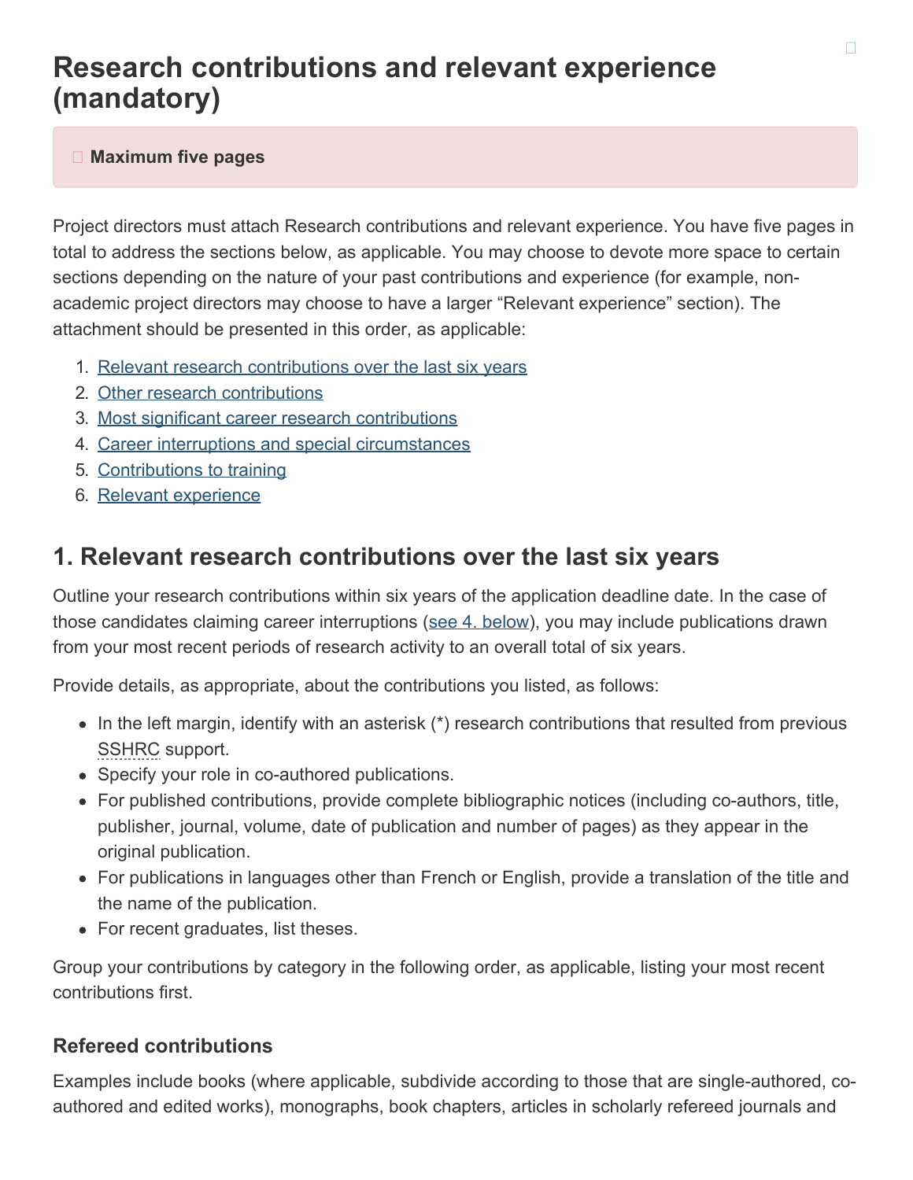# Research contributions and relevant experience (mandatory)

**Maximum five pages**

Project directors must attach Research contributions and relevant experience. You have five pages in total to address the sections below, as applicable. You may choose to devote more space to certain sections depending on the nature of your past contributions and experience (for example, non-academic project directors may choose to have a larger "Relevant experience" section). The attachment should be presented in this order, as applicable:

1. Relevant research contributions over the last six years
2. Other research contributions
3. Most significant career research contributions
4. Career interruptions and special circumstances
5. Contributions to training
6. Relevant experience

## 1. Relevant research contributions over the last six years

Outline your research contributions within six years of the application deadline date. In the case of those candidates claiming career interruptions (see 4. below), you may include publications drawn from your most recent periods of research activity to an overall total of six years.

Provide details, as appropriate, about the contributions you listed, as follows:

- In the left margin, identify with an asterisk (*) research contributions that resulted from previous SSHRC support.
- Specify your role in co-authored publications.
- For published contributions, provide complete bibliographic notices (including co-authors, title, publisher, journal, volume, date of publication and number of pages) as they appear in the original publication.
- For publications in languages other than French or English, provide a translation of the title and the name of the publication.
- For recent graduates, list theses.

Group your contributions by category in the following order, as applicable, listing your most recent contributions first.

### Refereed contributions

Examples include books (where applicable, subdivide according to those that are single-authored, co-authored and edited works), monographs, book chapters, articles in scholarly refereed journals and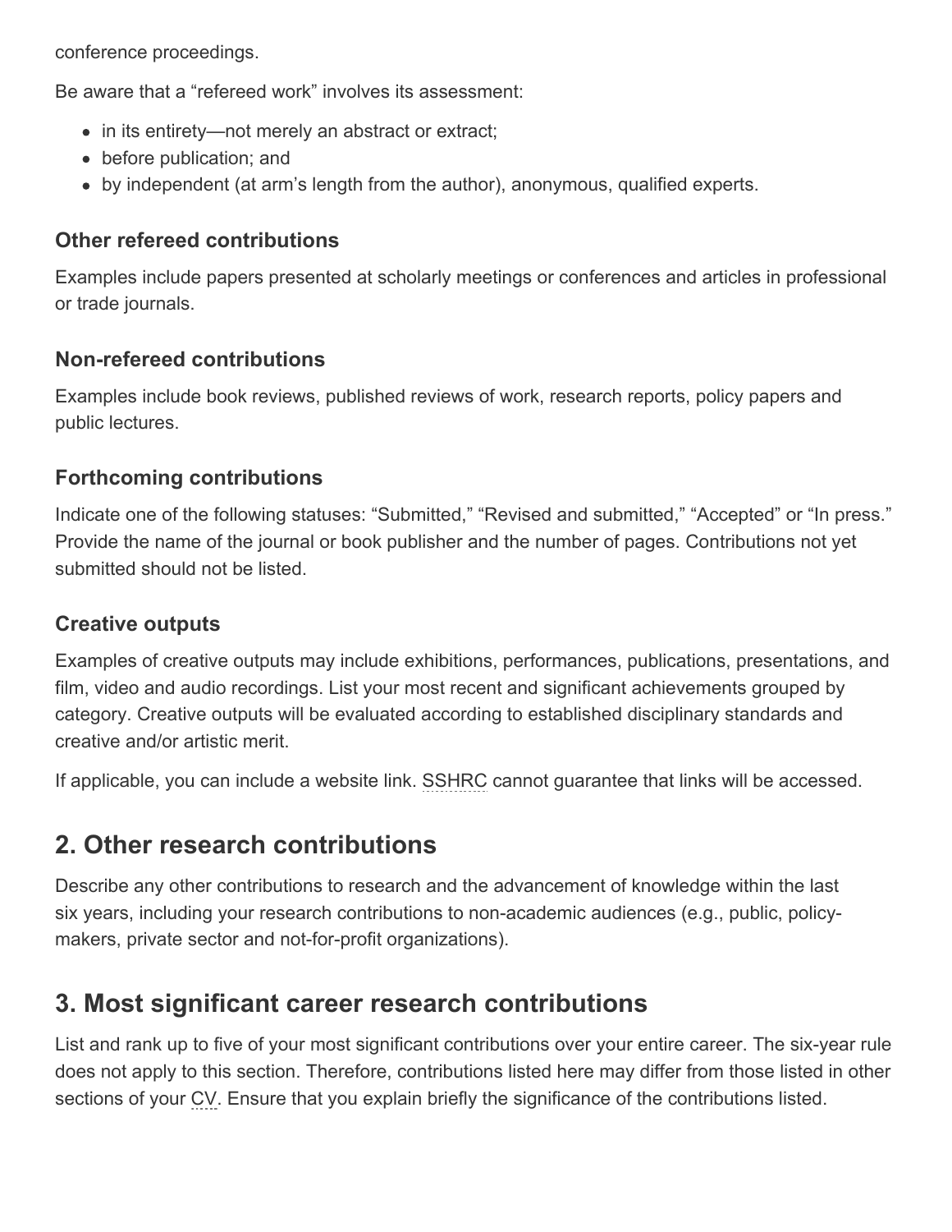conference proceedings.

Be aware that a “refereed work” involves its assessment:

- in its entirety—not merely an abstract or extract;
- before publication; and
- by independent (at arm’s length from the author), anonymous, qualified experts.

### Other refereed contributions

Examples include papers presented at scholarly meetings or conferences and articles in professional or trade journals.

### Non-refereed contributions

Examples include book reviews, published reviews of work, research reports, policy papers and public lectures.

### Forthcoming contributions

Indicate one of the following statuses: “Submitted,” “Revised and submitted,” “Accepted” or “In press.” Provide the name of the journal or book publisher and the number of pages. Contributions not yet submitted should not be listed.

### Creative outputs

Examples of creative outputs may include exhibitions, performances, publications, presentations, and film, video and audio recordings. List your most recent and significant achievements grouped by category. Creative outputs will be evaluated according to established disciplinary standards and creative and/or artistic merit.

If applicable, you can include a website link. SSHRC cannot guarantee that links will be accessed.

## 2. Other research contributions

Describe any other contributions to research and the advancement of knowledge within the last six years, including your research contributions to non-academic audiences (e.g., public, policy-makers, private sector and not-for-profit organizations).

## 3. Most significant career research contributions

List and rank up to five of your most significant contributions over your entire career. The six-year rule does not apply to this section. Therefore, contributions listed here may differ from those listed in other sections of your CV. Ensure that you explain briefly the significance of the contributions listed.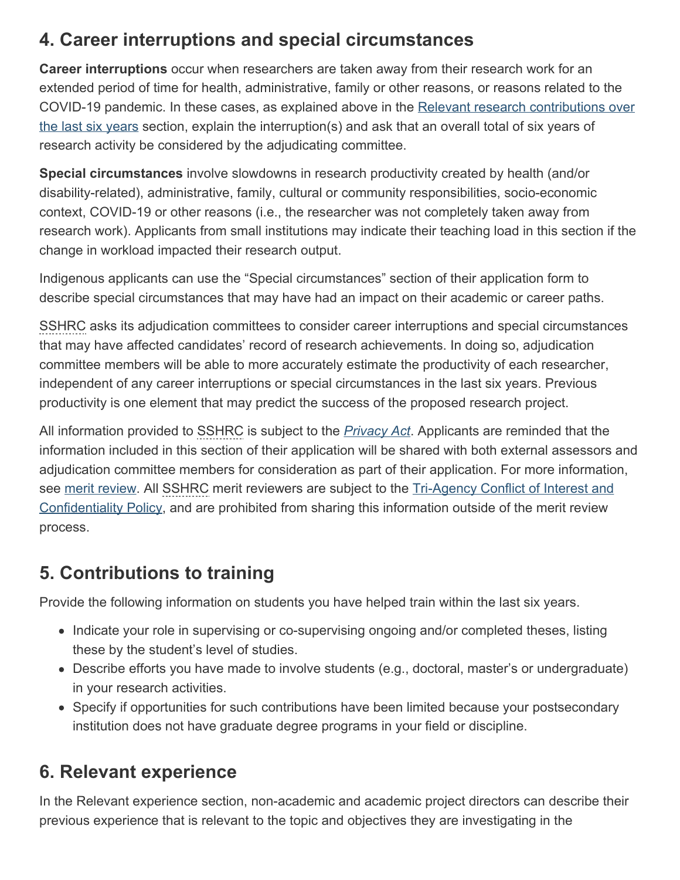## 4. Career interruptions and special circumstances

**Career interruptions** occur when researchers are taken away from their research work for an extended period of time for health, administrative, family or other reasons, or reasons related to the COVID-19 pandemic. In these cases, as explained above in the Relevant research contributions over the last six years section, explain the interruption(s) and ask that an overall total of six years of research activity be considered by the adjudicating committee.

**Special circumstances** involve slowdowns in research productivity created by health (and/or disability-related), administrative, family, cultural or community responsibilities, socio-economic context, COVID-19 or other reasons (i.e., the researcher was not completely taken away from research work). Applicants from small institutions may indicate their teaching load in this section if the change in workload impacted their research output.

Indigenous applicants can use the "Special circumstances" section of their application form to describe special circumstances that may have had an impact on their academic or career paths.

SSHRC asks its adjudication committees to consider career interruptions and special circumstances that may have affected candidates' record of research achievements. In doing so, adjudication committee members will be able to more accurately estimate the productivity of each researcher, independent of any career interruptions or special circumstances in the last six years. Previous productivity is one element that may predict the success of the proposed research project.

All information provided to SSHRC is subject to the *Privacy Act*. Applicants are reminded that the information included in this section of their application will be shared with both external assessors and adjudication committee members for consideration as part of their application. For more information, see merit review. All SSHRC merit reviewers are subject to the Tri-Agency Conflict of Interest and Confidentiality Policy, and are prohibited from sharing this information outside of the merit review process.

## 5. Contributions to training

Provide the following information on students you have helped train within the last six years.

- Indicate your role in supervising or co-supervising ongoing and/or completed theses, listing these by the student's level of studies.
- Describe efforts you have made to involve students (e.g., doctoral, master's or undergraduate) in your research activities.
- Specify if opportunities for such contributions have been limited because your postsecondary institution does not have graduate degree programs in your field or discipline.

## 6. Relevant experience

In the Relevant experience section, non-academic and academic project directors can describe their previous experience that is relevant to the topic and objectives they are investigating in the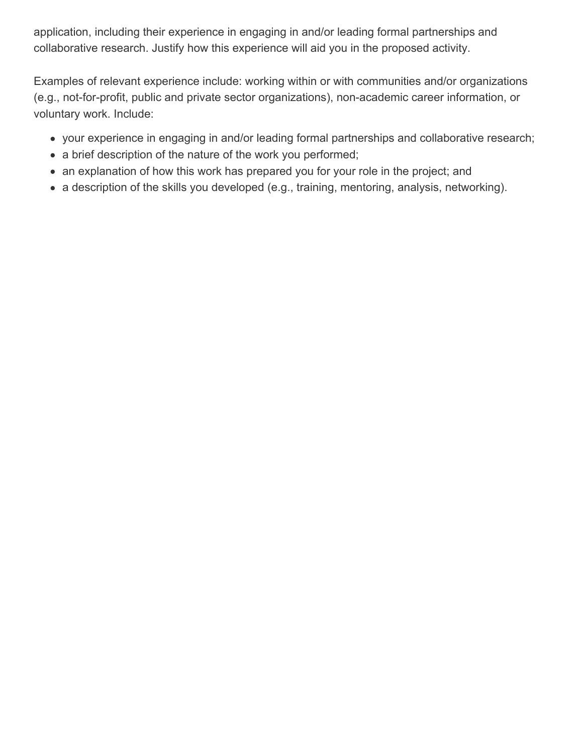application, including their experience in engaging in and/or leading formal partnerships and collaborative research. Justify how this experience will aid you in the proposed activity.

Examples of relevant experience include: working within or with communities and/or organizations (e.g., not-for-profit, public and private sector organizations), non-academic career information, or voluntary work. Include:

- your experience in engaging in and/or leading formal partnerships and collaborative research;
- a brief description of the nature of the work you performed;
- an explanation of how this work has prepared you for your role in the project; and
- a description of the skills you developed (e.g., training, mentoring, analysis, networking).